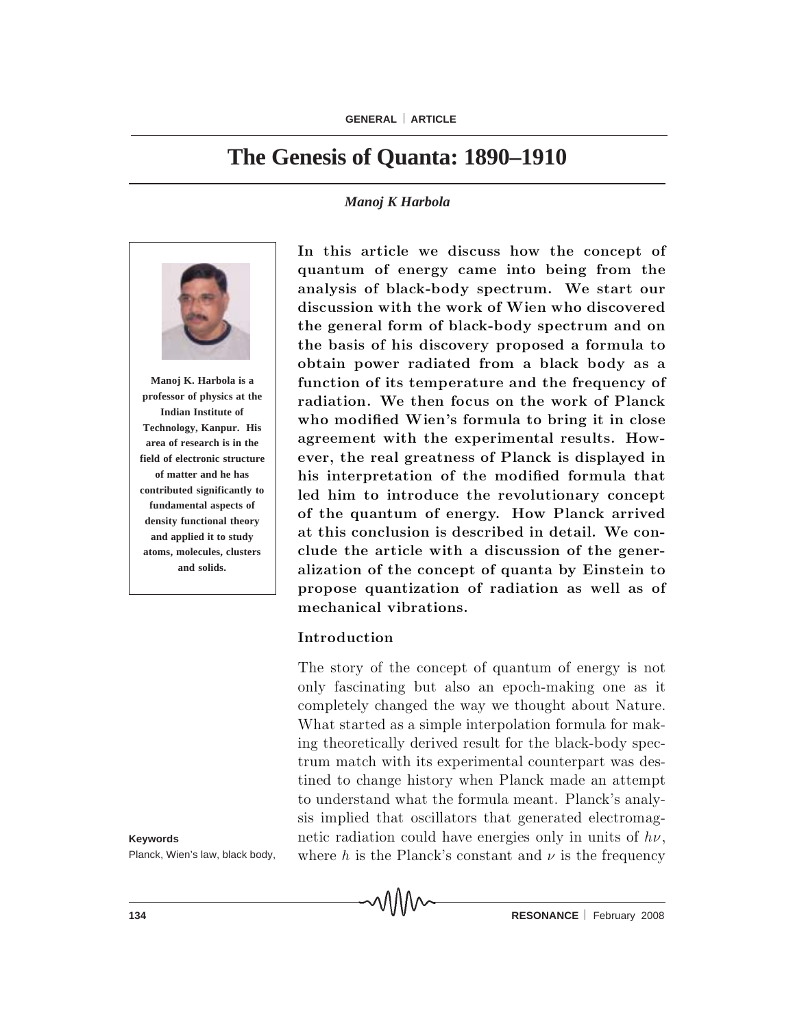# The Genesis of Quanta: 1890–1910

*Manoj K Harbola*

**Manoj K. Harbola is a professor of physics at the Indian Institute of Technology, Kanpur. His area of research is in the field of electronic structure of matter and he has contributed significantly to fundamental aspects of density functional theory and applied it to study atoms, molecules, clusters and solids.**

**In this article we discuss how the concept of quantum of energy came into being from the analysis of black-body spectrum. We start our discussion with the work of Wien who discovered the general form of black-body spectrum and on the basis of his discovery proposed a formula to obtain power radiated from a black body as a function of its temperature and the frequency of radiation. We then focus on the work of Planck who modified Wien's formula to bring it in close agreement with the experimental results. However, the real greatness of Planck is displayed in his interpretation of the modified formula that led him to introduce the revolutionary concept of the quantum of energy. How Planck arrived at this conclusion is described in detail. We conclude the article with a discussion of the generalization of the concept of quanta by Einstein to propose quantization of radiation as well as of mechanical vibrations.**

## Introduction

The story of the concept of quantum of energy is not only fascinating but also an epoch-making one as it completely changed the way we thought about Nature. What started as a simple interpolation formula for making theoretically derived result for the black-body spectrum match with its experimental counterpart was destined to change history when Planck made an attempt to understand what the formula meant. Planck's analysis implied that oscillators that generated electromagnetic radiation could have energies only in units of $h\nu$, where $h$ is the Planck's constant and $\nu$ is the frequency

**Keywords**

Planck, Wien's law, black body,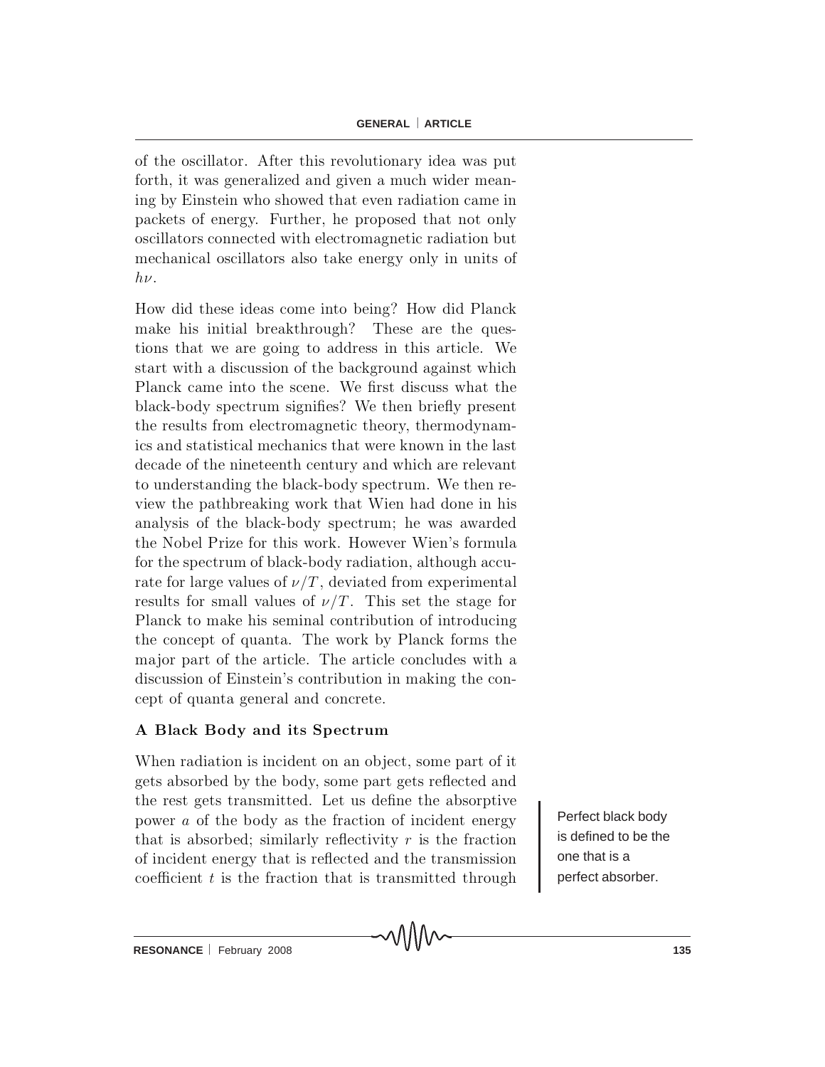of the oscillator. After this revolutionary idea was put forth, it was generalized and given a much wider meaning by Einstein who showed that even radiation came in packets of energy. Further, he proposed that not only oscillators connected with electromagnetic radiation but mechanical oscillators also take energy only in units of $h\nu$.

How did these ideas come into being? How did Planck make his initial breakthrough? These are the questions that we are going to address in this article. We start with a discussion of the background against which Planck came into the scene. We first discuss what the black-body spectrum signifies? We then briefly present the results from electromagnetic theory, thermodynamics and statistical mechanics that were known in the last decade of the nineteenth century and which are relevant to understanding the black-body spectrum. We then review the pathbreaking work that Wien had done in his analysis of the black-body spectrum; he was awarded the Nobel Prize for this work. However Wien's formula for the spectrum of black-body radiation, although accurate for large values of $\nu/T$, deviated from experimental results for small values of $\nu/T$. This set the stage for Planck to make his seminal contribution of introducing the concept of quanta. The work by Planck forms the major part of the article. The article concludes with a discussion of Einstein's contribution in making the concept of quanta general and concrete.

## A Black Body and its Spectrum

When radiation is incident on an object, some part of it gets absorbed by the body, some part gets reflected and the rest gets transmitted. Let us define the absorptive power $a$ of the body as the fraction of incident energy that is absorbed; similarly reflectivity $r$ is the fraction of incident energy that is reflected and the transmission coefficient $t$ is the fraction that is transmitted through

Perfect black body is defined to be the one that is a perfect absorber.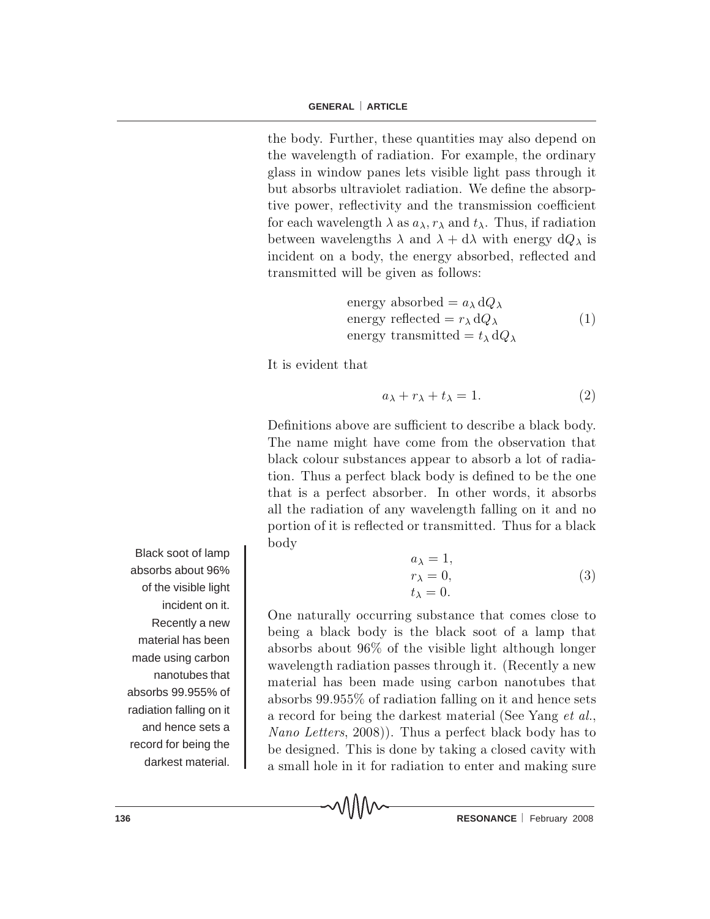the body. Further, these quantities may also depend on the wavelength of radiation. For example, the ordinary glass in window panes lets visible light pass through it but absorbs ultraviolet radiation. We define the absorptive power, reflectivity and the transmission coefficient for each wavelength $\lambda$ as $a_\lambda, r_\lambda$ and $t_\lambda$. Thus, if radiation between wavelengths $\lambda$ and $\lambda + \mathrm{d}\lambda$ with energy $\mathrm{d}Q_\lambda$ is incident on a body, the energy absorbed, reflected and transmitted will be given as follows:

$$\begin{aligned} &\text{energy absorbed} = a_\lambda \, \mathrm{d}Q_\lambda \\ &\text{energy reflected} = r_\lambda \, \mathrm{d}Q_\lambda \\ &\text{energy transmitted} = t_\lambda \, \mathrm{d}Q_\lambda \end{aligned} \tag{1}$$

It is evident that

$$a_\lambda + r_\lambda + t_\lambda = 1. \tag{2}$$

Definitions above are sufficient to describe a black body. The name might have come from the observation that black colour substances appear to absorb a lot of radiation. Thus a perfect black body is defined to be the one that is a perfect absorber. In other words, it absorbs all the radiation of any wavelength falling on it and no portion of it is reflected or transmitted. Thus for a black body

$$\begin{aligned} &a_\lambda = 1, \\ &r_\lambda = 0, \\ &t_\lambda = 0. \end{aligned} \tag{3}$$

One naturally occurring substance that comes close to being a black body is the black soot of a lamp that absorbs about 96% of the visible light although longer wavelength radiation passes through it. (Recently a new material has been made using carbon nanotubes that absorbs 99.955% of radiation falling on it and hence sets a record for being the darkest material (See Yang *et al.*, *Nano Letters*, 2008)). Thus a perfect black body has to be designed. This is done by taking a closed cavity with a small hole in it for radiation to enter and making sure

Black soot of lamp absorbs about 96% of the visible light incident on it. Recently a new material has been made using carbon nanotubes that absorbs 99.955% of radiation falling on it and hence sets a record for being the darkest material.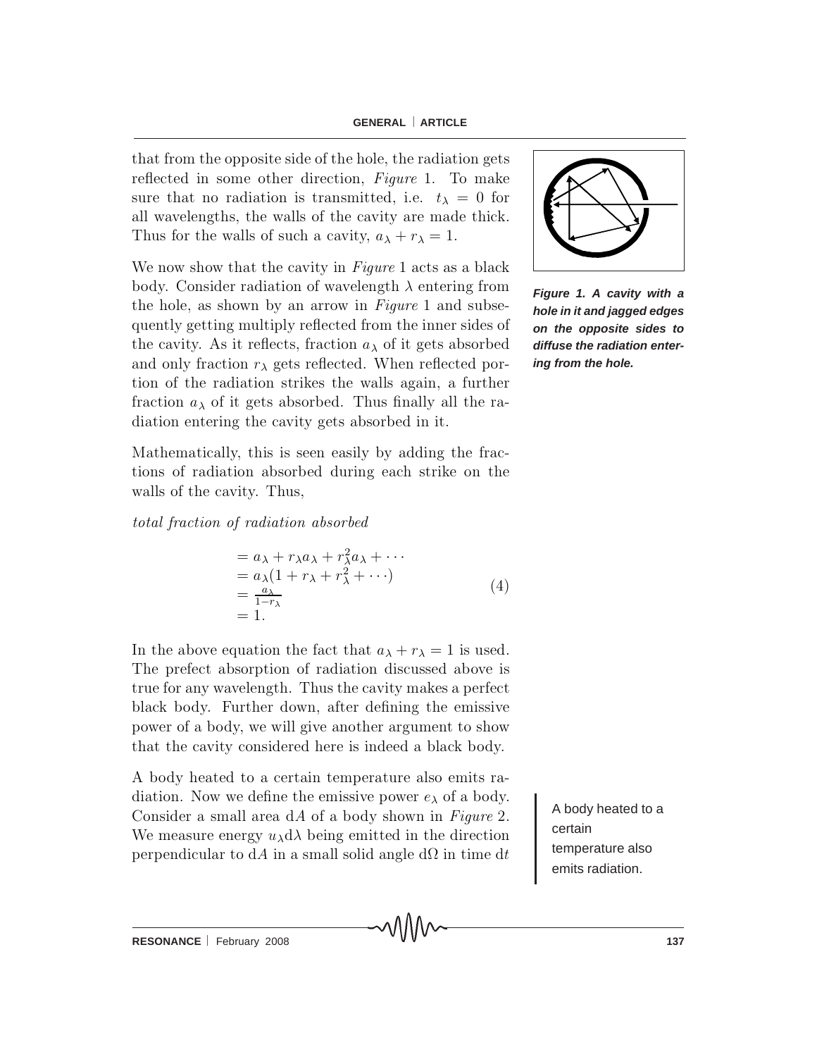that from the opposite side of the hole, the radiation gets reflected in some other direction, *Figure* 1. To make sure that no radiation is transmitted, i.e. $t_\lambda = 0$ for all wavelengths, the walls of the cavity are made thick. Thus for the walls of such a cavity, $a_\lambda + r_\lambda = 1$.

**Figure 1. A cavity with a hole in it and jagged edges on the opposite sides to diffuse the radiation entering from the hole.**

We now show that the cavity in *Figure* 1 acts as a black body. Consider radiation of wavelength $\lambda$ entering from the hole, as shown by an arrow in *Figure* 1 and subsequently getting multiply reflected from the inner sides of the cavity. As it reflects, fraction $a_\lambda$ of it gets absorbed and only fraction $r_\lambda$ gets reflected. When reflected portion of the radiation strikes the walls again, a further fraction $a_\lambda$ of it gets absorbed. Thus finally all the radiation entering the cavity gets absorbed in it.

Mathematically, this is seen easily by adding the fractions of radiation absorbed during each strike on the walls of the cavity. Thus,

*total fraction of radiation absorbed*

$$
\begin{aligned}
&= a_\lambda + r_\lambda a_\lambda + r_\lambda^2 a_\lambda + \cdots \\
&= a_\lambda(1 + r_\lambda + r_\lambda^2 + \cdots) \\
&= \frac{a_\lambda}{1-r_\lambda} \\
&= 1.
\end{aligned}
\tag{4}
$$

In the above equation the fact that $a_\lambda + r_\lambda = 1$ is used. The prefect absorption of radiation discussed above is true for any wavelength. Thus the cavity makes a perfect black body. Further down, after defining the emissive power of a body, we will give another argument to show that the cavity considered here is indeed a black body.

A body heated to a certain temperature also emits radiation. Now we define the emissive power $e_\lambda$ of a body. Consider a small area $\mathrm{d}A$ of a body shown in *Figure* 2. We measure energy $u_\lambda \mathrm{d}\lambda$ being emitted in the direction perpendicular to $\mathrm{d}A$ in a small solid angle $\mathrm{d}\Omega$ in time $\mathrm{d}t$

A body heated to a certain temperature also emits radiation.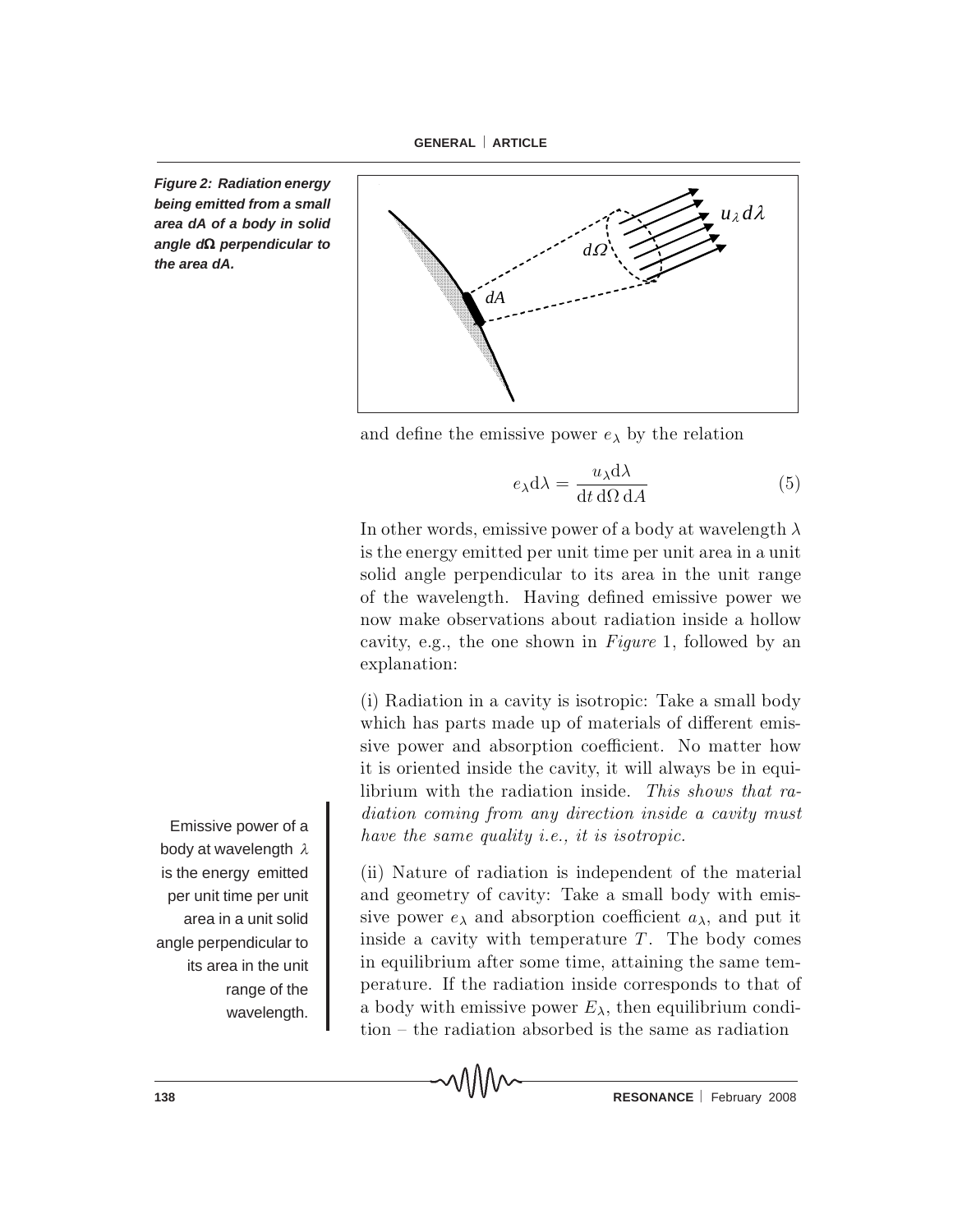*Figure 2: Radiation energy being emitted from a small area dA of a body in solid angle dΩ perpendicular to the area dA.*

and define the emissive power $e_\lambda$ by the relation

$$e_\lambda \mathrm{d}\lambda = \frac{u_\lambda \mathrm{d}\lambda}{\mathrm{d}t\,\mathrm{d}\Omega\,\mathrm{d}A} \tag{5}$$

In other words, emissive power of a body at wavelength $\lambda$ is the energy emitted per unit time per unit area in a unit solid angle perpendicular to its area in the unit range of the wavelength. Having defined emissive power we now make observations about radiation inside a hollow cavity, e.g., the one shown in *Figure* 1, followed by an explanation:

Emissive power of a body at wavelength $\lambda$ is the energy emitted per unit time per unit area in a unit solid angle perpendicular to its area in the unit range of the wavelength.

(i) Radiation in a cavity is isotropic: Take a small body which has parts made up of materials of different emissive power and absorption coefficient. No matter how it is oriented inside the cavity, it will always be in equilibrium with the radiation inside. *This shows that radiation coming from any direction inside a cavity must have the same quality i.e., it is isotropic.*

(ii) Nature of radiation is independent of the material and geometry of cavity: Take a small body with emissive power $e_\lambda$ and absorption coefficient $a_\lambda$, and put it inside a cavity with temperature $T$. The body comes in equilibrium after some time, attaining the same temperature. If the radiation inside corresponds to that of a body with emissive power $E_\lambda$, then equilibrium condition – the radiation absorbed is the same as radiation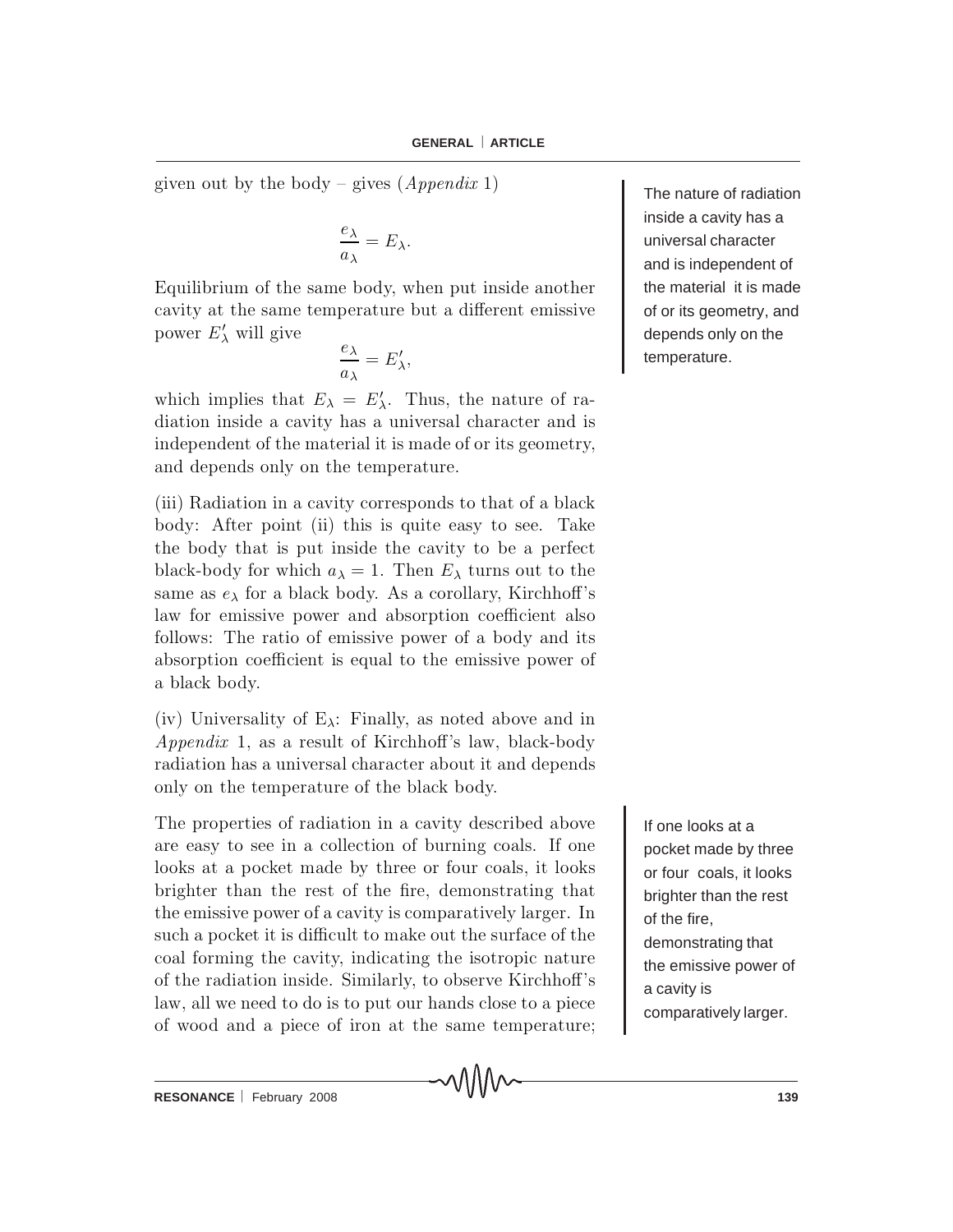given out by the body – gives (*Appendix* 1)

$$\frac{e_\lambda}{a_\lambda} = E_\lambda.$$

Equilibrium of the same body, when put inside another cavity at the same temperature but a different emissive power $E'_\lambda$ will give

$$\frac{e_\lambda}{a_\lambda} = E'_\lambda,$$

which implies that $E_\lambda = E'_\lambda$. Thus, the nature of radiation inside a cavity has a universal character and is independent of the material it is made of or its geometry, and depends only on the temperature.

(iii) Radiation in a cavity corresponds to that of a black body: After point (ii) this is quite easy to see. Take the body that is put inside the cavity to be a perfect black-body for which $a_\lambda = 1$. Then $E_\lambda$ turns out to the same as $e_\lambda$ for a black body. As a corollary, Kirchhoff's law for emissive power and absorption coefficient also follows: The ratio of emissive power of a body and its absorption coefficient is equal to the emissive power of a black body.

(iv) Universality of $E_\lambda$: Finally, as noted above and in *Appendix* 1, as a result of Kirchhoff's law, black-body radiation has a universal character about it and depends only on the temperature of the black body.

The properties of radiation in a cavity described above are easy to see in a collection of burning coals. If one looks at a pocket made by three or four coals, it looks brighter than the rest of the fire, demonstrating that the emissive power of a cavity is comparatively larger. In such a pocket it is difficult to make out the surface of the coal forming the cavity, indicating the isotropic nature of the radiation inside. Similarly, to observe Kirchhoff's law, all we need to do is to put our hands close to a piece of wood and a piece of iron at the same temperature;

> The nature of radiation inside a cavity has a universal character and is independent of the material it is made of or its geometry, and depends only on the temperature.

> If one looks at a pocket made by three or four coals, it looks brighter than the rest of the fire, demonstrating that the emissive power of a cavity is comparatively larger.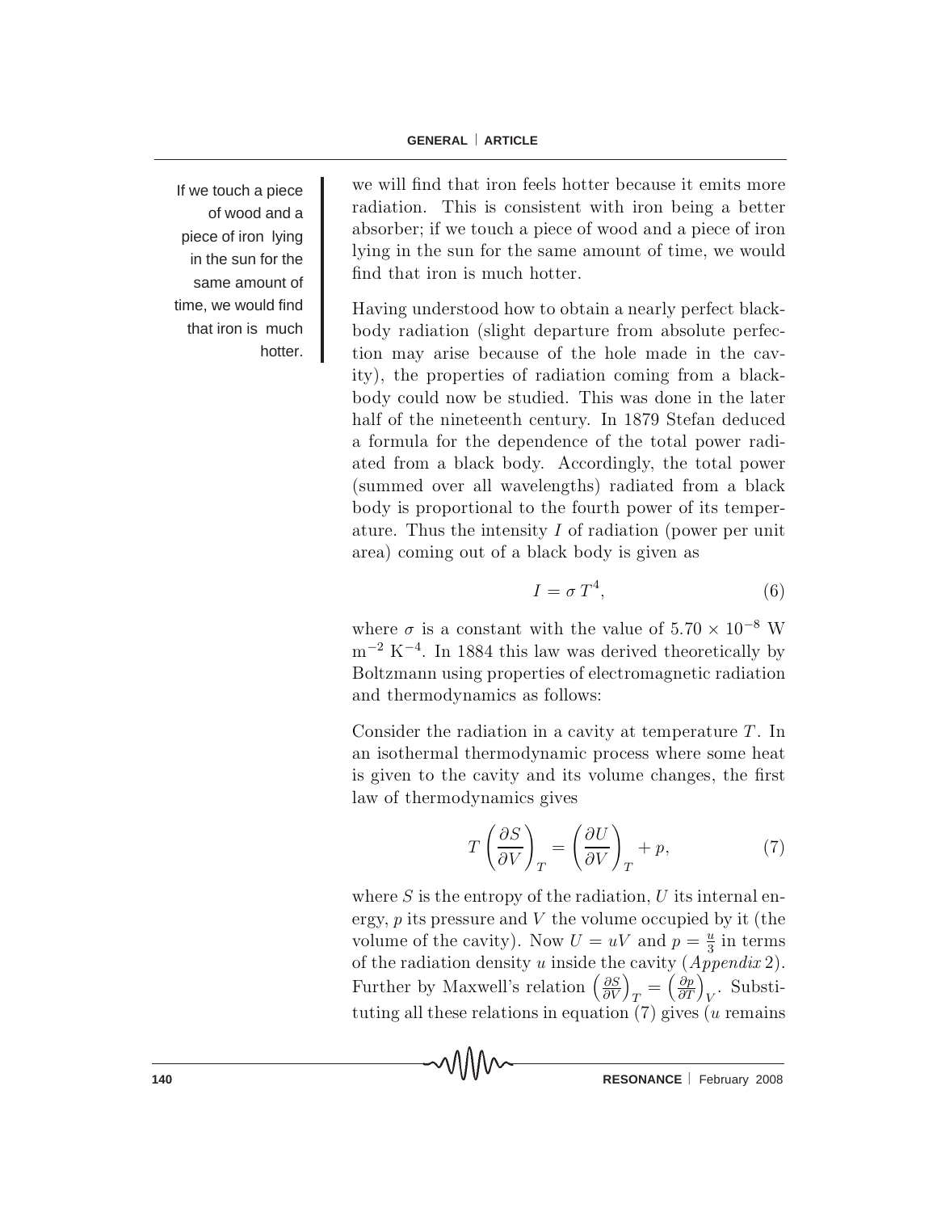If we touch a piece of wood and a piece of iron lying in the sun for the same amount of time, we would find that iron is much hotter.

we will find that iron feels hotter because it emits more radiation. This is consistent with iron being a better absorber; if we touch a piece of wood and a piece of iron lying in the sun for the same amount of time, we would find that iron is much hotter.

Having understood how to obtain a nearly perfect blackbody radiation (slight departure from absolute perfection may arise because of the hole made in the cavity), the properties of radiation coming from a blackbody could now be studied. This was done in the later half of the nineteenth century. In 1879 Stefan deduced a formula for the dependence of the total power radiated from a black body. Accordingly, the total power (summed over all wavelengths) radiated from a black body is proportional to the fourth power of its temperature. Thus the intensity $I$ of radiation (power per unit area) coming out of a black body is given as

$$I = \sigma T^4, \tag{6}$$

where $\sigma$ is a constant with the value of $5.70 \times 10^{-8}$ W m$^{-2}$ K$^{-4}$. In 1884 this law was derived theoretically by Boltzmann using properties of electromagnetic radiation and thermodynamics as follows:

Consider the radiation in a cavity at temperature $T$. In an isothermal thermodynamic process where some heat is given to the cavity and its volume changes, the first law of thermodynamics gives

$$T\left(\frac{\partial S}{\partial V}\right)_T = \left(\frac{\partial U}{\partial V}\right)_T + p, \tag{7}$$

where $S$ is the entropy of the radiation, $U$ its internal energy, $p$ its pressure and $V$ the volume occupied by it (the volume of the cavity). Now $U = uV$ and $p = \frac{u}{3}$ in terms of the radiation density $u$ inside the cavity (*Appendix* 2). Further by Maxwell's relation $\left(\frac{\partial S}{\partial V}\right)_T = \left(\frac{\partial p}{\partial T}\right)_V$. Substituting all these relations in equation (7) gives ($u$ remains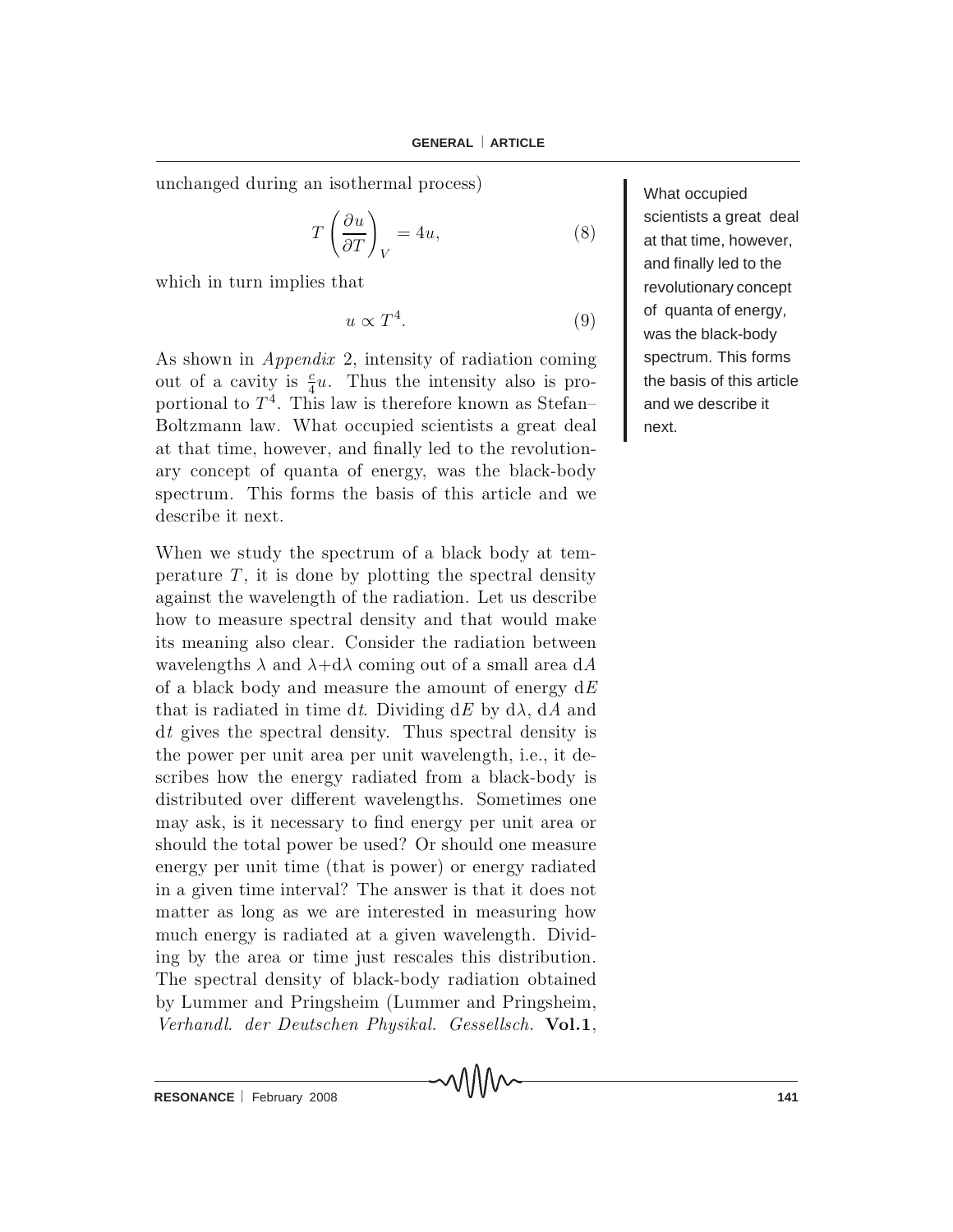unchanged during an isothermal process)

$$T\left(\frac{\partial u}{\partial T}\right)_V = 4u, \tag{8}$$

which in turn implies that

$$u \propto T^4. \tag{9}$$

As shown in *Appendix* 2, intensity of radiation coming out of a cavity is $\frac{c}{4}u$. Thus the intensity also is proportional to $T^4$. This law is therefore known as Stefan–Boltzmann law. What occupied scientists a great deal at that time, however, and finally led to the revolutionary concept of quanta of energy, was the black-body spectrum. This forms the basis of this article and we describe it next.

When we study the spectrum of a black body at temperature $T$, it is done by plotting the spectral density against the wavelength of the radiation. Let us describe how to measure spectral density and that would make its meaning also clear. Consider the radiation between wavelengths $\lambda$ and $\lambda+\mathrm{d}\lambda$ coming out of a small area $\mathrm{d}A$ of a black body and measure the amount of energy $\mathrm{d}E$ that is radiated in time $\mathrm{d}t$. Dividing $\mathrm{d}E$ by $\mathrm{d}\lambda$, $\mathrm{d}A$ and $\mathrm{d}t$ gives the spectral density. Thus spectral density is the power per unit area per unit wavelength, i.e., it describes how the energy radiated from a black-body is distributed over different wavelengths. Sometimes one may ask, is it necessary to find energy per unit area or should the total power be used? Or should one measure energy per unit time (that is power) or energy radiated in a given time interval? The answer is that it does not matter as long as we are interested in measuring how much energy is radiated at a given wavelength. Dividing by the area or time just rescales this distribution. The spectral density of black-body radiation obtained by Lummer and Pringsheim (Lummer and Pringsheim, *Verhandl. der Deutschen Physikal. Gessellsch.* **Vol.1**,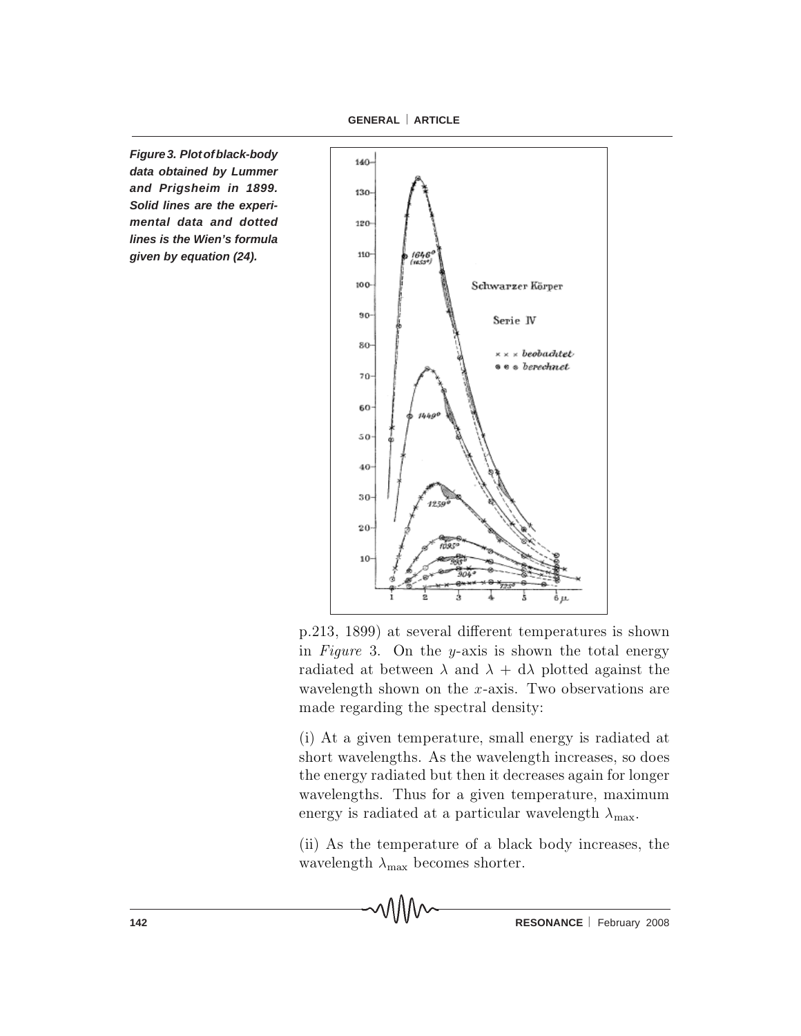*Figure 3. Plot of black-body data obtained by Lummer and Prigsheim in 1899. Solid lines are the experimental data and dotted lines is the Wien's formula given by equation (24).*

p.213, 1899) at several different temperatures is shown in *Figure* 3. On the $y$-axis is shown the total energy radiated at between $\lambda$ and $\lambda + d\lambda$ plotted against the wavelength shown on the $x$-axis. Two observations are made regarding the spectral density:

(i) At a given temperature, small energy is radiated at short wavelengths. As the wavelength increases, so does the energy radiated but then it decreases again for longer wavelengths. Thus for a given temperature, maximum energy is radiated at a particular wavelength $\lambda_{\max}$.

(ii) As the temperature of a black body increases, the wavelength $\lambda_{\max}$ becomes shorter.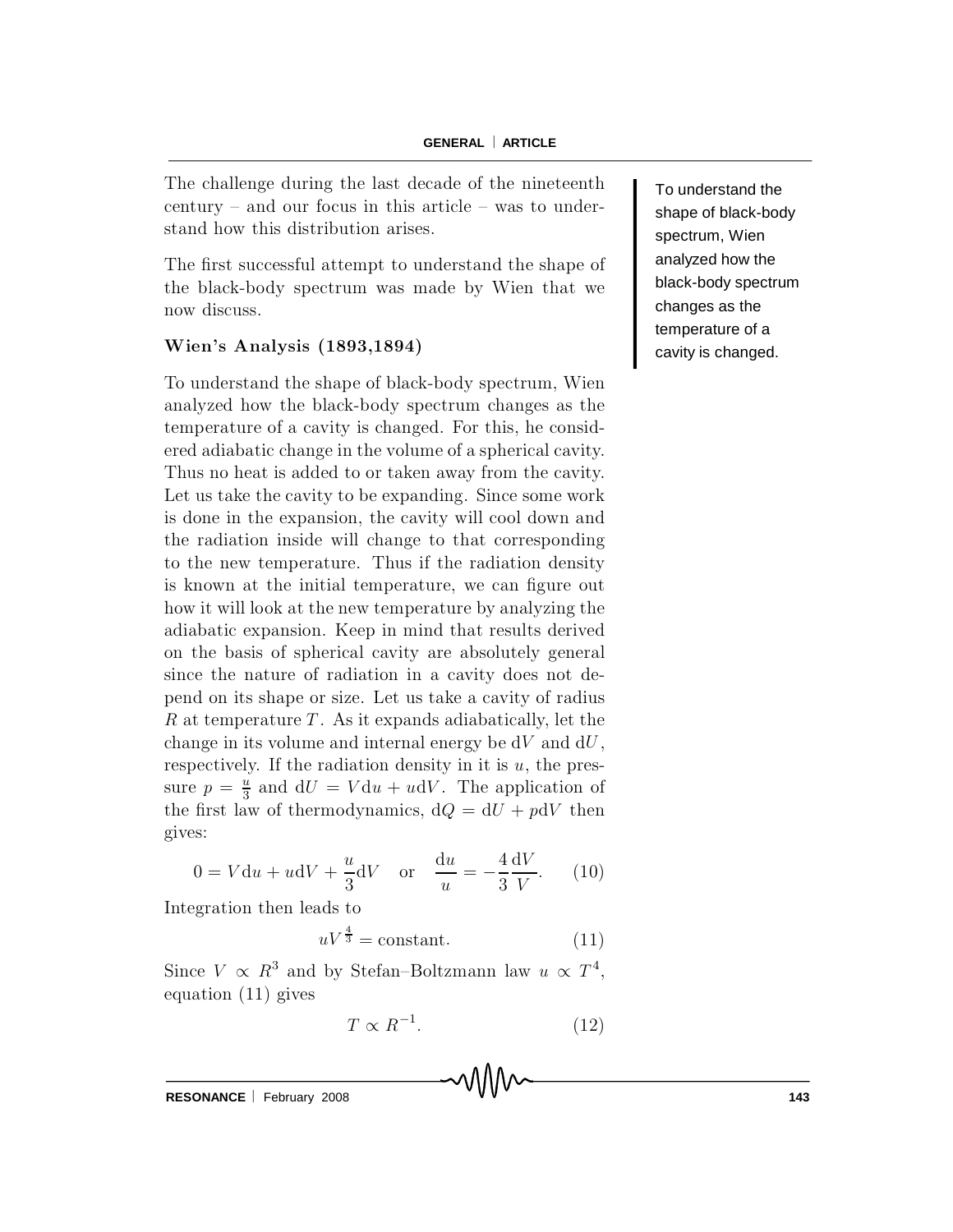The challenge during the last decade of the nineteenth century – and our focus in this article – was to understand how this distribution arises.

The first successful attempt to understand the shape of the black-body spectrum was made by Wien that we now discuss.

To understand the shape of black-body spectrum, Wien analyzed how the black-body spectrum changes as the temperature of a cavity is changed.

### Wien's Analysis (1893,1894)

To understand the shape of black-body spectrum, Wien analyzed how the black-body spectrum changes as the temperature of a cavity is changed. For this, he considered adiabatic change in the volume of a spherical cavity. Thus no heat is added to or taken away from the cavity. Let us take the cavity to be expanding. Since some work is done in the expansion, the cavity will cool down and the radiation inside will change to that corresponding to the new temperature. Thus if the radiation density is known at the initial temperature, we can figure out how it will look at the new temperature by analyzing the adiabatic expansion. Keep in mind that results derived on the basis of spherical cavity are absolutely general since the nature of radiation in a cavity does not depend on its shape or size. Let us take a cavity of radius $R$ at temperature $T$. As it expands adiabatically, let the change in its volume and internal energy be $\mathrm{d}V$ and $\mathrm{d}U$, respectively. If the radiation density in it is $u$, the pressure $p = \frac{u}{3}$ and $\mathrm{d}U = V\mathrm{d}u + u\mathrm{d}V$. The application of the first law of thermodynamics, $\mathrm{d}Q = \mathrm{d}U + p\mathrm{d}V$ then gives:

$$0 = V\mathrm{d}u + u\mathrm{d}V + \frac{u}{3}\mathrm{d}V \quad \text{or} \quad \frac{\mathrm{d}u}{u} = -\frac{4}{3}\frac{\mathrm{d}V}{V}. \qquad (10)$$

Integration then leads to

$$uV^{\frac{4}{3}} = \text{constant}. \qquad (11)$$

Since $V \propto R^3$ and by Stefan–Boltzmann law $u \propto T^4$, equation (11) gives

$$T \propto R^{-1}. \qquad (12)$$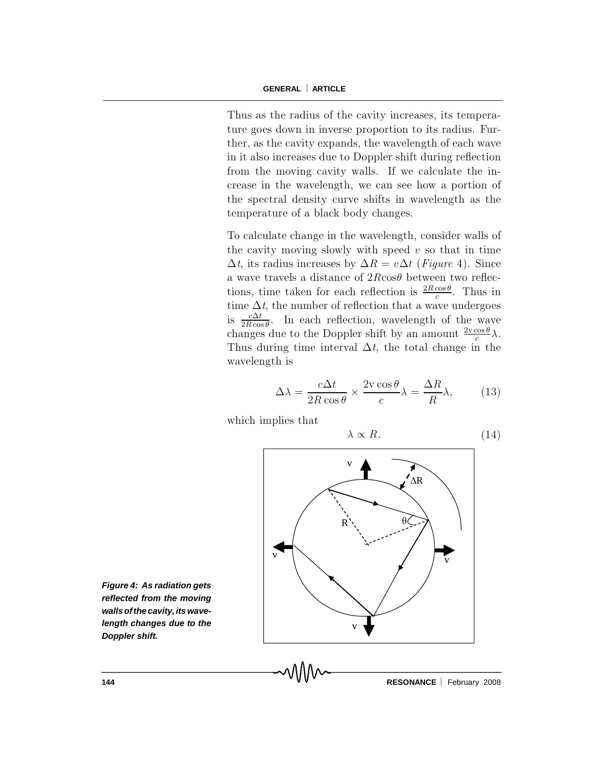Thus as the radius of the cavity increases, its temperature goes down in inverse proportion to its radius. Further, as the cavity expands, the wavelength of each wave in it also increases due to Doppler shift during reflection from the moving cavity walls. If we calculate the increase in the wavelength, we can see how a portion of the spectral density curve shifts in wavelength as the temperature of a black body changes.

To calculate change in the wavelength, consider walls of the cavity moving slowly with speed $v$ so that in time $\Delta t$, its radius increases by $\Delta R = v\Delta t$ (*Figure* 4). Since a wave travels a distance of $2R\cos\theta$ between two reflections, time taken for each reflection is $\frac{2R\cos\theta}{c}$. Thus in time $\Delta t$, the number of reflection that a wave undergoes is $\frac{c\Delta t}{2R\cos\theta}$. In each reflection, wavelength of the wave changes due to the Doppler shift by an amount $\frac{2\mathrm{v}\cos\theta}{c}\lambda$. Thus during time interval $\Delta t$, the total change in the wavelength is

$$\Delta\lambda = \frac{c\Delta t}{2R\cos\theta} \times \frac{2\mathrm{v}\cos\theta}{c}\lambda = \frac{\Delta R}{R}\lambda, \qquad (13)$$

which implies that

$$\lambda \propto R. \qquad (14)$$

***Figure 4: As radiation gets reflected from the moving walls of the cavity, its wavelength changes due to the Doppler shift.***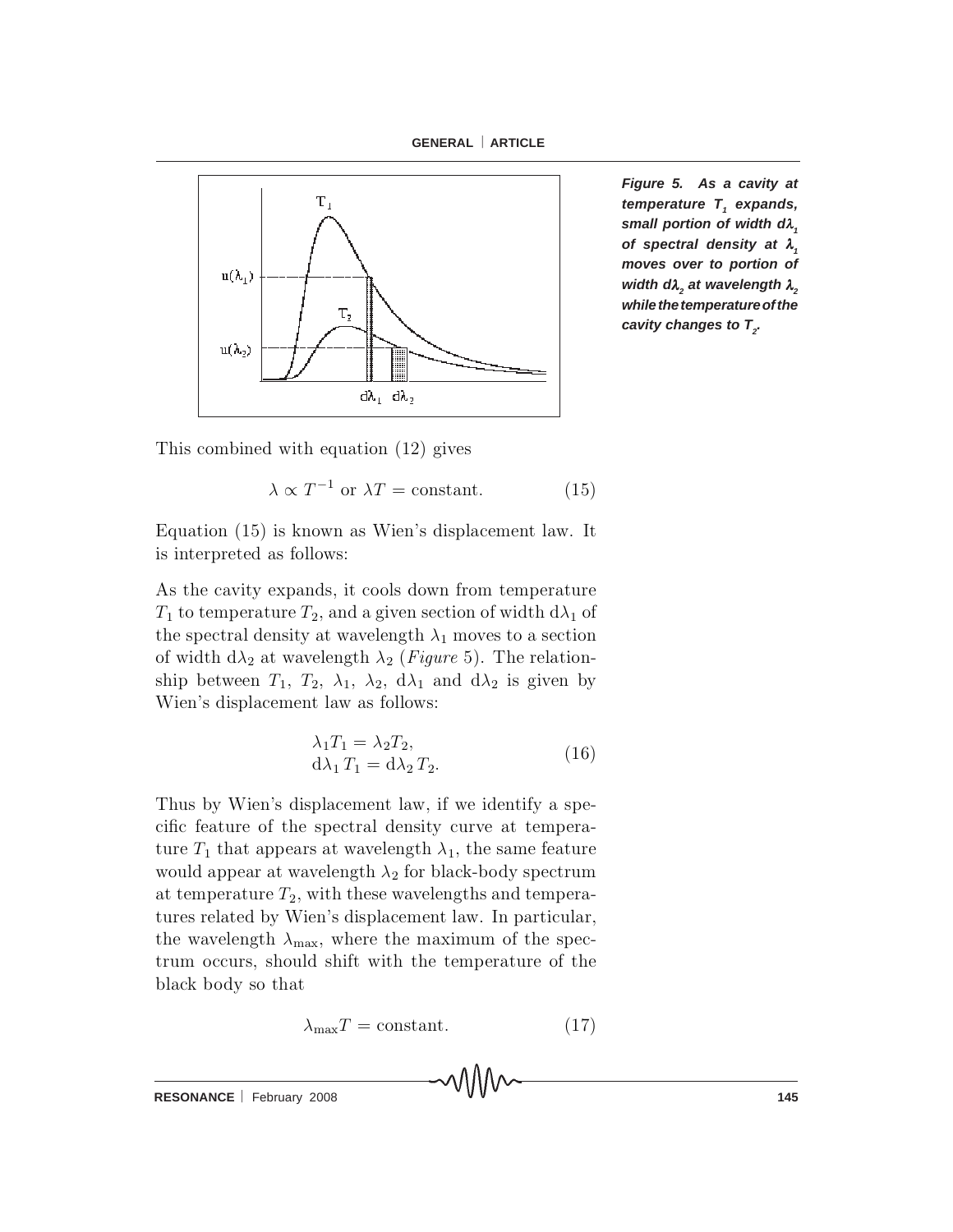Figure 5. As a cavity at temperature $T_1$ expands, small portion of width $d\lambda_1$ of spectral density at $\lambda_1$ moves over to portion of width $d\lambda_2$ at wavelength $\lambda_2$ while the temperature of the cavity changes to $T_2$.

This combined with equation (12) gives

$$\lambda \propto T^{-1} \text{ or } \lambda T = \text{constant.} \tag{15}$$

Equation (15) is known as Wien's displacement law. It is interpreted as follows:

As the cavity expands, it cools down from temperature $T_1$ to temperature $T_2$, and a given section of width $\mathrm{d}\lambda_1$ of the spectral density at wavelength $\lambda_1$ moves to a section of width $\mathrm{d}\lambda_2$ at wavelength $\lambda_2$ (*Figure* 5). The relationship between $T_1$, $T_2$, $\lambda_1$, $\lambda_2$, $\mathrm{d}\lambda_1$ and $\mathrm{d}\lambda_2$ is given by Wien's displacement law as follows:

$$\begin{aligned} \lambda_1 T_1 &= \lambda_2 T_2, \\ \mathrm{d}\lambda_1 \, T_1 &= \mathrm{d}\lambda_2 \, T_2. \end{aligned} \tag{16}$$

Thus by Wien's displacement law, if we identify a specific feature of the spectral density curve at temperature $T_1$ that appears at wavelength $\lambda_1$, the same feature would appear at wavelength $\lambda_2$ for black-body spectrum at temperature $T_2$, with these wavelengths and temperatures related by Wien's displacement law. In particular, the wavelength $\lambda_{\max}$, where the maximum of the spectrum occurs, should shift with the temperature of the black body so that

$$\lambda_{\max} T = \text{constant.} \tag{17}$$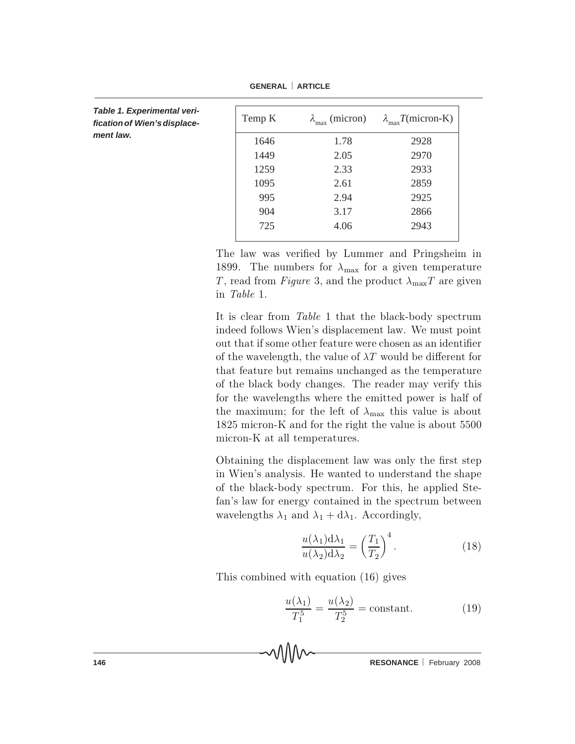**Table 1. Experimental verification of Wien's displacement law.**

| Temp K | $\lambda_{\max}$ (micron) | $\lambda_{\max}T$(micron-K) |
|---|---|---|
| 1646 | 1.78 | 2928 |
| 1449 | 2.05 | 2970 |
| 1259 | 2.33 | 2933 |
| 1095 | 2.61 | 2859 |
| 995 | 2.94 | 2925 |
| 904 | 3.17 | 2866 |
| 725 | 4.06 | 2943 |

The law was verified by Lummer and Pringsheim in 1899. The numbers for $\lambda_{\max}$ for a given temperature $T$, read from *Figure* 3, and the product $\lambda_{\max}T$ are given in *Table* 1.

It is clear from *Table* 1 that the black-body spectrum indeed follows Wien's displacement law. We must point out that if some other feature were chosen as an identifier of the wavelength, the value of $\lambda T$ would be different for that feature but remains unchanged as the temperature of the black body changes. The reader may verify this for the wavelengths where the emitted power is half of the maximum; for the left of $\lambda_{\max}$ this value is about 1825 micron-K and for the right the value is about 5500 micron-K at all temperatures.

Obtaining the displacement law was only the first step in Wien's analysis. He wanted to understand the shape of the black-body spectrum. For this, he applied Stefan's law for energy contained in the spectrum between wavelengths $\lambda_1$ and $\lambda_1 + \mathrm{d}\lambda_1$. Accordingly,

$$\frac{u(\lambda_1)\mathrm{d}\lambda_1}{u(\lambda_2)\mathrm{d}\lambda_2} = \left(\frac{T_1}{T_2}\right)^4. \tag{18}$$

This combined with equation (16) gives

$$\frac{u(\lambda_1)}{T_1^5} = \frac{u(\lambda_2)}{T_2^5} = \text{constant}. \tag{19}$$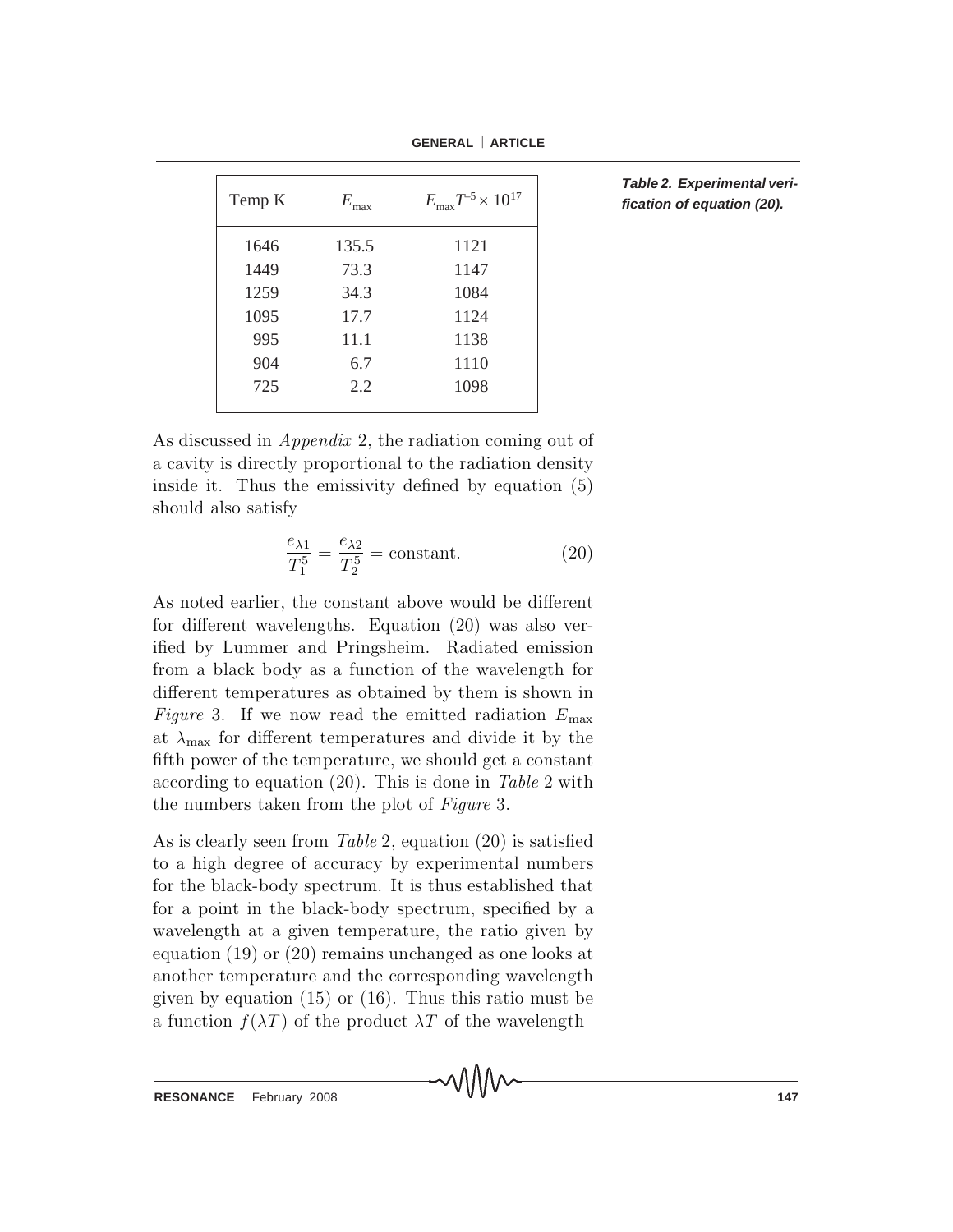| Temp K | $E_{\max}$ | $E_{\max}T^{-5} \times 10^{17}$ |
|---|---|---|
| 1646 | 135.5 | 1121 |
| 1449 | 73.3 | 1147 |
| 1259 | 34.3 | 1084 |
| 1095 | 17.7 | 1124 |
| 995 | 11.1 | 1138 |
| 904 | 6.7 | 1110 |
| 725 | 2.2 | 1098 |

***Table 2. Experimental verification of equation (20).***

As discussed in *Appendix* 2, the radiation coming out of a cavity is directly proportional to the radiation density inside it. Thus the emissivity defined by equation (5) should also satisfy

$$\frac{e_{\lambda 1}}{T_1^5} = \frac{e_{\lambda 2}}{T_2^5} = \text{constant}. \tag{20}$$

As noted earlier, the constant above would be different for different wavelengths. Equation (20) was also verified by Lummer and Pringsheim. Radiated emission from a black body as a function of the wavelength for different temperatures as obtained by them is shown in *Figure* 3. If we now read the emitted radiation $E_{\max}$ at $\lambda_{\max}$ for different temperatures and divide it by the fifth power of the temperature, we should get a constant according to equation (20). This is done in *Table* 2 with the numbers taken from the plot of *Figure* 3.

As is clearly seen from *Table* 2, equation (20) is satisfied to a high degree of accuracy by experimental numbers for the black-body spectrum. It is thus established that for a point in the black-body spectrum, specified by a wavelength at a given temperature, the ratio given by equation (19) or (20) remains unchanged as one looks at another temperature and the corresponding wavelength given by equation (15) or (16). Thus this ratio must be a function $f(\lambda T)$ of the product $\lambda T$ of the wavelength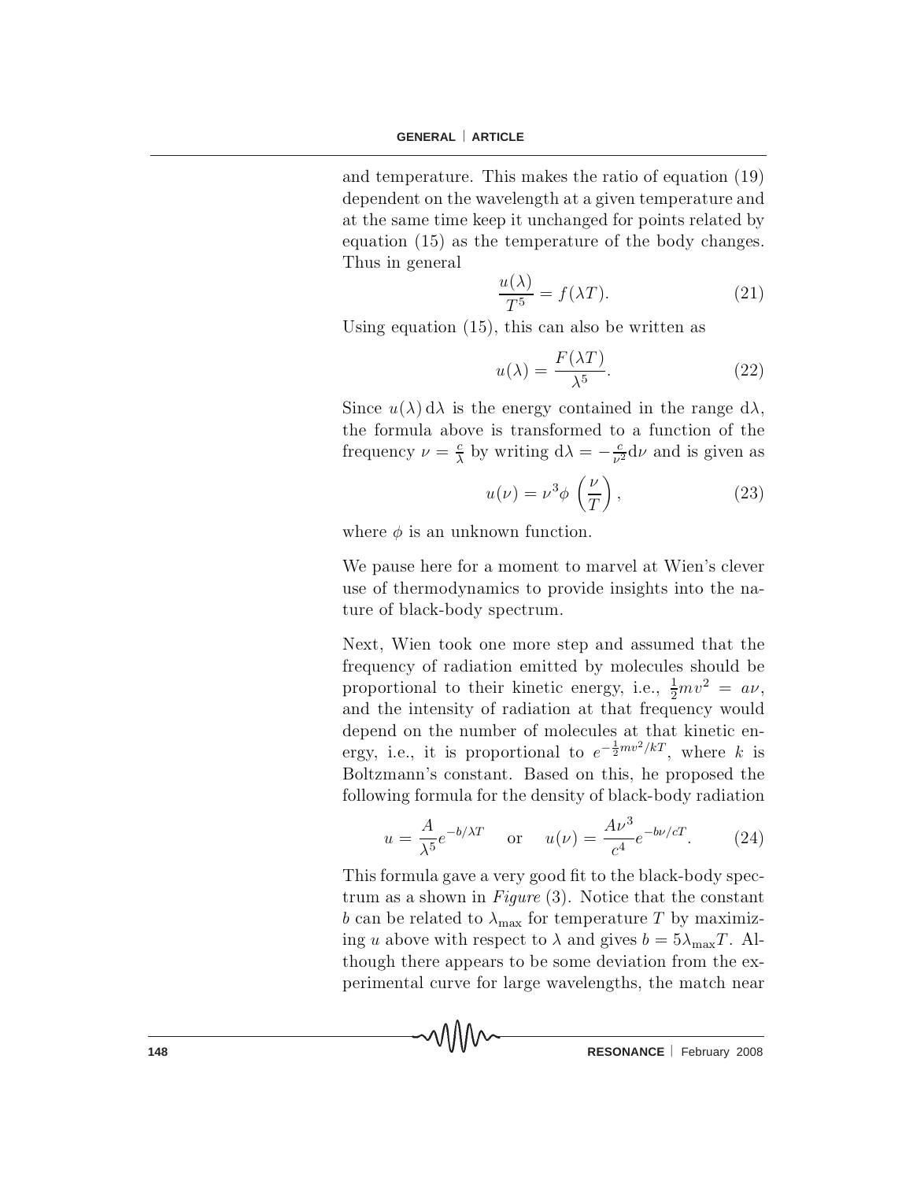and temperature. This makes the ratio of equation (19) dependent on the wavelength at a given temperature and at the same time keep it unchanged for points related by equation (15) as the temperature of the body changes. Thus in general

$$\frac{u(\lambda)}{T^5} = f(\lambda T). \tag{21}$$

Using equation (15), this can also be written as

$$u(\lambda) = \frac{F(\lambda T)}{\lambda^5}. \tag{22}$$

Since $u(\lambda)\,\mathrm{d}\lambda$ is the energy contained in the range $\mathrm{d}\lambda$, the formula above is transformed to a function of the frequency $\nu = \frac{c}{\lambda}$ by writing $\mathrm{d}\lambda = -\frac{c}{\nu^2}\mathrm{d}\nu$ and is given as

$$u(\nu) = \nu^3 \phi\left(\frac{\nu}{T}\right), \tag{23}$$

where $\phi$ is an unknown function.

We pause here for a moment to marvel at Wien's clever use of thermodynamics to provide insights into the nature of black-body spectrum.

Next, Wien took one more step and assumed that the frequency of radiation emitted by molecules should be proportional to their kinetic energy, i.e., $\frac{1}{2}mv^2 = a\nu$, and the intensity of radiation at that frequency would depend on the number of molecules at that kinetic energy, i.e., it is proportional to $e^{-\frac{1}{2}mv^2/kT}$, where $k$ is Boltzmann's constant. Based on this, he proposed the following formula for the density of black-body radiation

$$u = \frac{A}{\lambda^5}e^{-b/\lambda T} \quad \text{or} \quad u(\nu) = \frac{A\nu^3}{c^4}e^{-b\nu/cT}. \tag{24}$$

This formula gave a very good fit to the black-body spectrum as a shown in *Figure* (3). Notice that the constant $b$ can be related to $\lambda_{\max}$ for temperature $T$ by maximizing $u$ above with respect to $\lambda$ and gives $b = 5\lambda_{\max}T$. Although there appears to be some deviation from the experimental curve for large wavelengths, the match near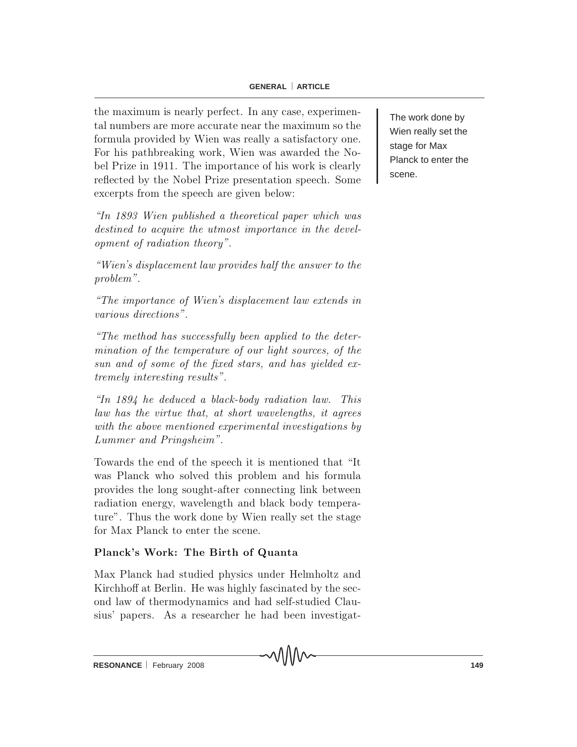the maximum is nearly perfect. In any case, experimental numbers are more accurate near the maximum so the formula provided by Wien was really a satisfactory one. For his pathbreaking work, Wien was awarded the Nobel Prize in 1911. The importance of his work is clearly reflected by the Nobel Prize presentation speech. Some excerpts from the speech are given below:

*"In 1893 Wien published a theoretical paper which was destined to acquire the utmost importance in the development of radiation theory".*

*"Wien's displacement law provides half the answer to the problem".*

*"The importance of Wien's displacement law extends in various directions".*

*"The method has successfully been applied to the determination of the temperature of our light sources, of the sun and of some of the fixed stars, and has yielded extremely interesting results".*

*"In 1894 he deduced a black-body radiation law. This law has the virtue that, at short wavelengths, it agrees with the above mentioned experimental investigations by Lummer and Pringsheim".*

Towards the end of the speech it is mentioned that "It was Planck who solved this problem and his formula provides the long sought-after connecting link between radiation energy, wavelength and black body temperature". Thus the work done by Wien really set the stage for Max Planck to enter the scene.

The work done by Wien really set the stage for Max Planck to enter the scene.

## Planck's Work: The Birth of Quanta

Max Planck had studied physics under Helmholtz and Kirchhoff at Berlin. He was highly fascinated by the second law of thermodynamics and had self-studied Clausius' papers. As a researcher he had been investigat-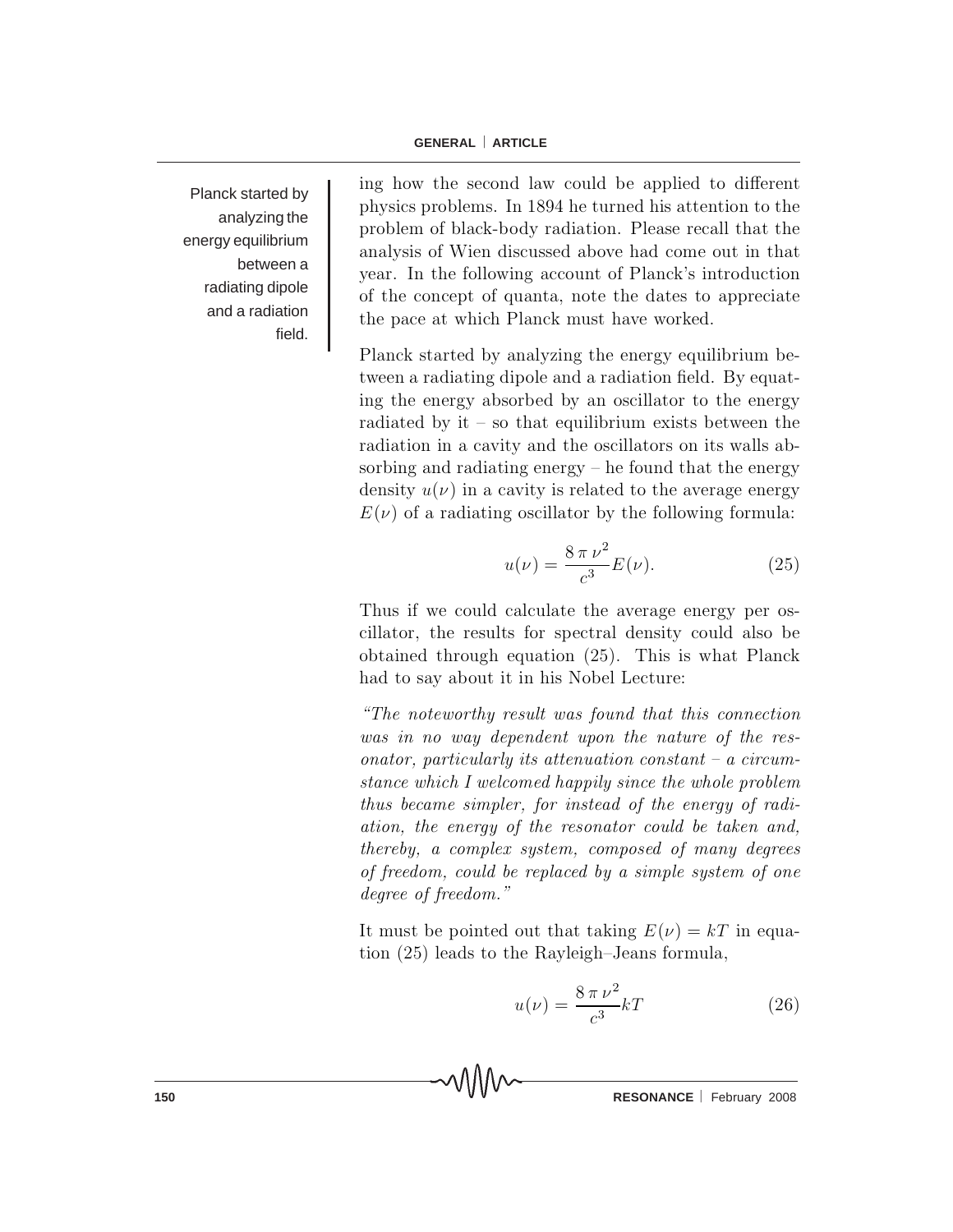Planck started by analyzing the energy equilibrium between a radiating dipole and a radiation field.

ing how the second law could be applied to different physics problems. In 1894 he turned his attention to the problem of black-body radiation. Please recall that the analysis of Wien discussed above had come out in that year. In the following account of Planck's introduction of the concept of quanta, note the dates to appreciate the pace at which Planck must have worked.

Planck started by analyzing the energy equilibrium between a radiating dipole and a radiation field. By equating the energy absorbed by an oscillator to the energy radiated by it – so that equilibrium exists between the radiation in a cavity and the oscillators on its walls absorbing and radiating energy – he found that the energy density $u(\nu)$ in a cavity is related to the average energy $E(\nu)$ of a radiating oscillator by the following formula:

$$u(\nu) = \frac{8\,\pi\,\nu^2}{c^3} E(\nu). \tag{25}$$

Thus if we could calculate the average energy per oscillator, the results for spectral density could also be obtained through equation (25). This is what Planck had to say about it in his Nobel Lecture:

*"The noteworthy result was found that this connection was in no way dependent upon the nature of the resonator, particularly its attenuation constant – a circumstance which I welcomed happily since the whole problem thus became simpler, for instead of the energy of radiation, the energy of the resonator could be taken and, thereby, a complex system, composed of many degrees of freedom, could be replaced by a simple system of one degree of freedom."*

It must be pointed out that taking $E(\nu) = kT$ in equation (25) leads to the Rayleigh–Jeans formula,

$$u(\nu) = \frac{8\,\pi\,\nu^2}{c^3} kT \tag{26}$$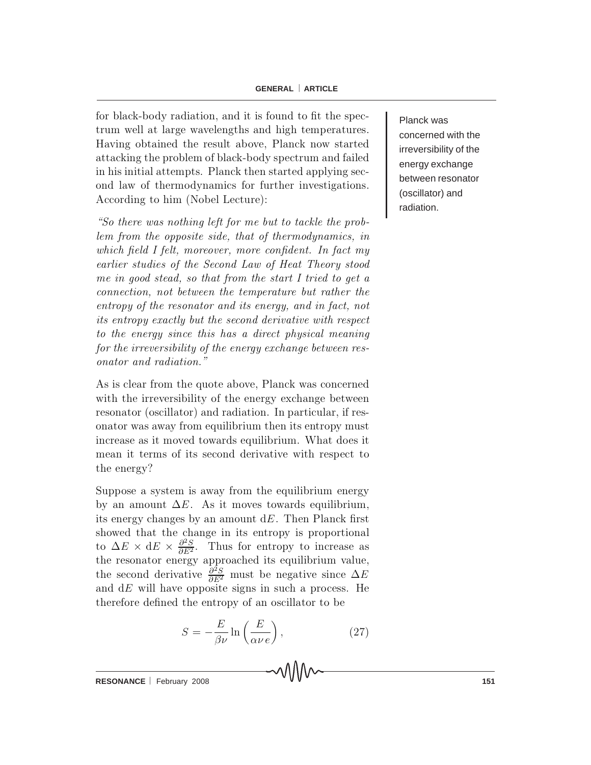for black-body radiation, and it is found to fit the spectrum well at large wavelengths and high temperatures. Having obtained the result above, Planck now started attacking the problem of black-body spectrum and failed in his initial attempts. Planck then started applying second law of thermodynamics for further investigations. According to him (Nobel Lecture):

*"So there was nothing left for me but to tackle the problem from the opposite side, that of thermodynamics, in which field I felt, moreover, more confident. In fact my earlier studies of the Second Law of Heat Theory stood me in good stead, so that from the start I tried to get a connection, not between the temperature but rather the entropy of the resonator and its energy, and in fact, not its entropy exactly but the second derivative with respect to the energy since this has a direct physical meaning for the irreversibility of the energy exchange between resonator and radiation."*

Planck was concerned with the irreversibility of the energy exchange between resonator (oscillator) and radiation.

As is clear from the quote above, Planck was concerned with the irreversibility of the energy exchange between resonator (oscillator) and radiation. In particular, if resonator was away from equilibrium then its entropy must increase as it moved towards equilibrium. What does it mean it terms of its second derivative with respect to the energy?

Suppose a system is away from the equilibrium energy by an amount $\Delta E$. As it moves towards equilibrium, its energy changes by an amount $\mathrm{d}E$. Then Planck first showed that the change in its entropy is proportional to $\Delta E \times \mathrm{d}E \times \frac{\partial^2 S}{\partial E^2}$. Thus for entropy to increase as the resonator energy approached its equilibrium value, the second derivative $\frac{\partial^2 S}{\partial E^2}$ must be negative since $\Delta E$ and $\mathrm{d}E$ will have opposite signs in such a process. He therefore defined the entropy of an oscillator to be

$$S = -\frac{E}{\beta\nu} \ln\left(\frac{E}{\alpha\nu\, e}\right), \tag{27}$$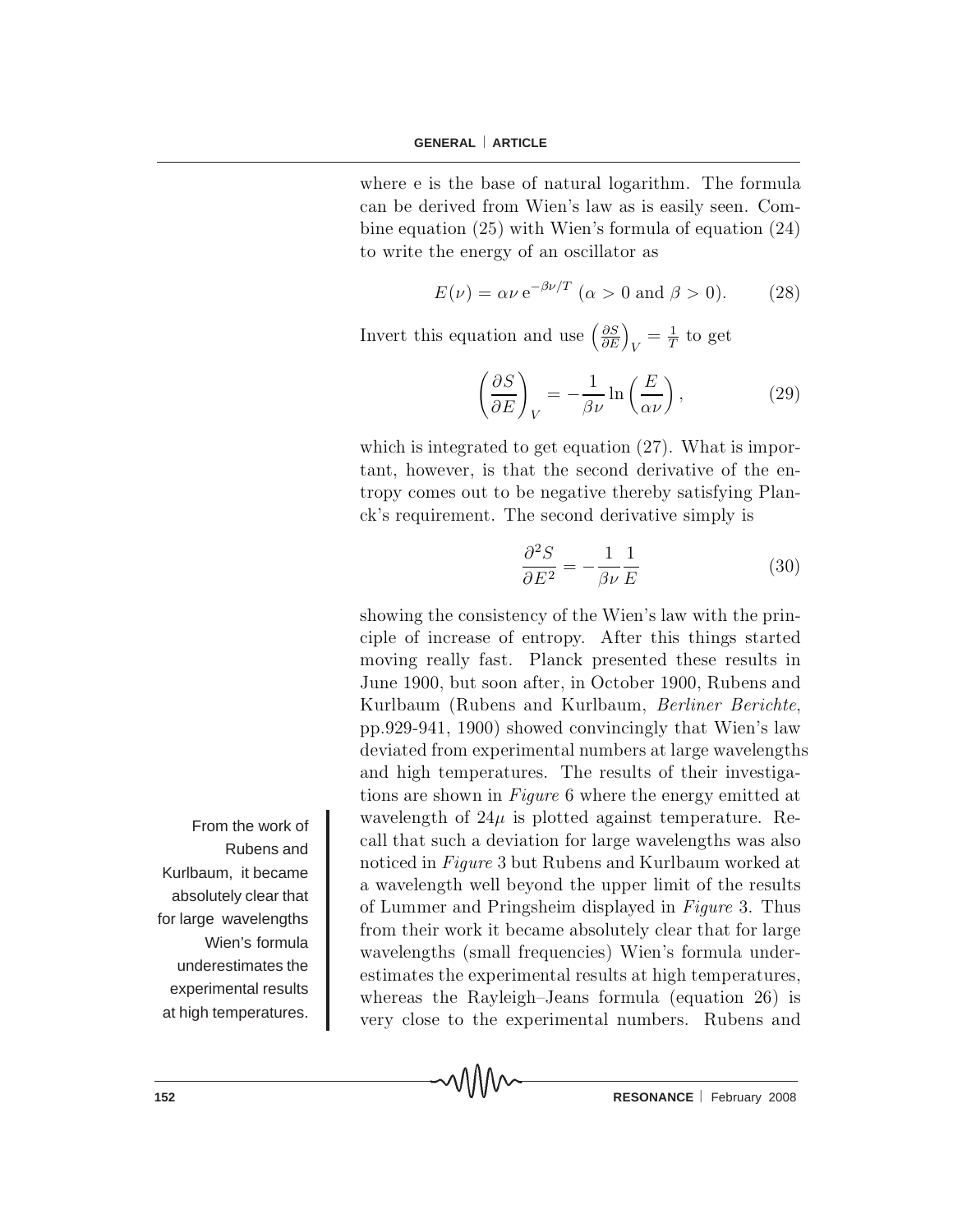where e is the base of natural logarithm. The formula can be derived from Wien's law as is easily seen. Combine equation (25) with Wien's formula of equation (24) to write the energy of an oscillator as

$$E(\nu) = \alpha\nu\, \mathrm{e}^{-\beta\nu/T} \ (\alpha > 0 \text{ and } \beta > 0). \tag{28}$$

Invert this equation and use $\left(\frac{\partial S}{\partial E}\right)_V = \frac{1}{T}$ to get

$$\left(\frac{\partial S}{\partial E}\right)_V = -\frac{1}{\beta\nu} \ln\left(\frac{E}{\alpha\nu}\right), \tag{29}$$

which is integrated to get equation (27). What is important, however, is that the second derivative of the entropy comes out to be negative thereby satisfying Planck's requirement. The second derivative simply is

$$\frac{\partial^2 S}{\partial E^2} = -\frac{1}{\beta\nu}\frac{1}{E} \tag{30}$$

showing the consistency of the Wien's law with the principle of increase of entropy. After this things started moving really fast. Planck presented these results in June 1900, but soon after, in October 1900, Rubens and Kurlbaum (Rubens and Kurlbaum, *Berliner Berichte*, pp.929-941, 1900) showed convincingly that Wien's law deviated from experimental numbers at large wavelengths and high temperatures. The results of their investigations are shown in *Figure* 6 where the energy emitted at wavelength of $24\mu$ is plotted against temperature. Recall that such a deviation for large wavelengths was also noticed in *Figure* 3 but Rubens and Kurlbaum worked at a wavelength well beyond the upper limit of the results of Lummer and Pringsheim displayed in *Figure* 3. Thus from their work it became absolutely clear that for large wavelengths (small frequencies) Wien's formula underestimates the experimental results at high temperatures, whereas the Rayleigh–Jeans formula (equation 26) is very close to the experimental numbers. Rubens and

From the work of Rubens and Kurlbaum, it became absolutely clear that for large wavelengths Wien's formula underestimates the experimental results at high temperatures.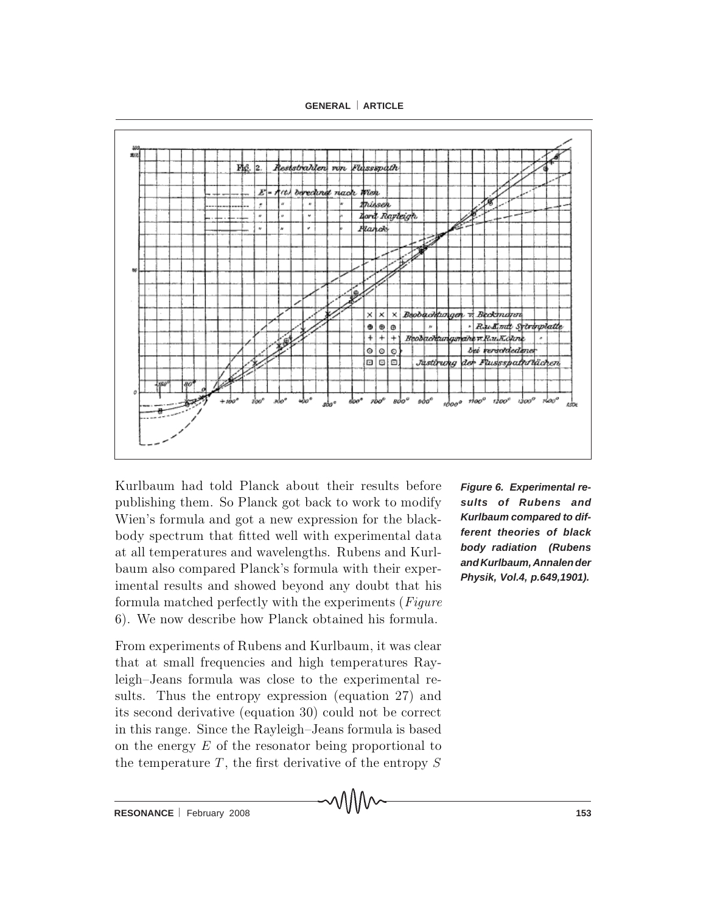Kurlbaum had told Planck about their results before publishing them. So Planck got back to work to modify Wien's formula and got a new expression for the black-body spectrum that fitted well with experimental data at all temperatures and wavelengths. Rubens and Kurlbaum also compared Planck's formula with their experimental results and showed beyond any doubt that his formula matched perfectly with the experiments (*Figure* 6). We now describe how Planck obtained his formula.

**Figure 6. Experimental results of Rubens and Kurlbaum compared to different theories of black body radiation (Rubens and Kurlbaum, Annalen der Physik, Vol.4, p.649,1901).**

From experiments of Rubens and Kurlbaum, it was clear that at small frequencies and high temperatures Rayleigh–Jeans formula was close to the experimental results. Thus the entropy expression (equation 27) and its second derivative (equation 30) could not be correct in this range. Since the Rayleigh–Jeans formula is based on the energy $E$ of the resonator being proportional to the temperature $T$, the first derivative of the entropy $S$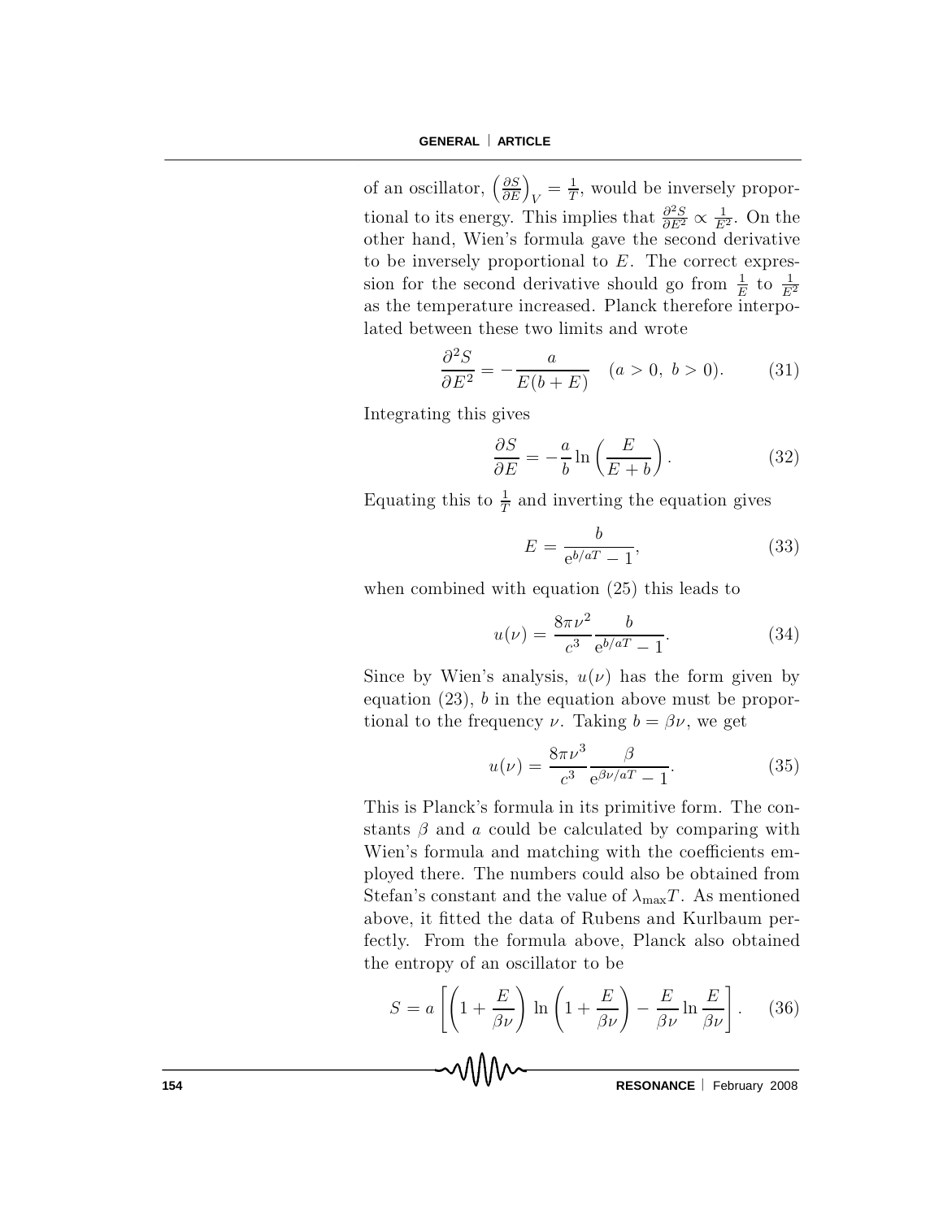of an oscillator, $\left(\frac{\partial S}{\partial E}\right)_V = \frac{1}{T}$, would be inversely proportional to its energy. This implies that $\frac{\partial^2 S}{\partial E^2} \propto \frac{1}{E^2}$. On the other hand, Wien's formula gave the second derivative to be inversely proportional to $E$. The correct expression for the second derivative should go from $\frac{1}{E}$ to $\frac{1}{E^2}$ as the temperature increased. Planck therefore interpolated between these two limits and wrote

$$\frac{\partial^2 S}{\partial E^2} = -\frac{a}{E(b+E)} \quad (a > 0,\ b > 0). \tag{31}$$

Integrating this gives

$$\frac{\partial S}{\partial E} = -\frac{a}{b} \ln\left(\frac{E}{E+b}\right). \tag{32}$$

Equating this to $\frac{1}{T}$ and inverting the equation gives

$$E = \frac{b}{\mathrm{e}^{b/aT} - 1}, \tag{33}$$

when combined with equation (25) this leads to

$$u(\nu) = \frac{8\pi\nu^2}{c^3} \frac{b}{\mathrm{e}^{b/aT} - 1}. \tag{34}$$

Since by Wien's analysis, $u(\nu)$ has the form given by equation (23), $b$ in the equation above must be proportional to the frequency $\nu$. Taking $b = \beta\nu$, we get

$$u(\nu) = \frac{8\pi\nu^3}{c^3} \frac{\beta}{\mathrm{e}^{\beta\nu/aT} - 1}. \tag{35}$$

This is Planck's formula in its primitive form. The constants $\beta$ and $a$ could be calculated by comparing with Wien's formula and matching with the coefficients employed there. The numbers could also be obtained from Stefan's constant and the value of $\lambda_{\max}T$. As mentioned above, it fitted the data of Rubens and Kurlbaum perfectly. From the formula above, Planck also obtained the entropy of an oscillator to be

$$S = a\left[\left(1 + \frac{E}{\beta\nu}\right) \ln\left(1 + \frac{E}{\beta\nu}\right) - \frac{E}{\beta\nu} \ln \frac{E}{\beta\nu}\right]. \tag{36}$$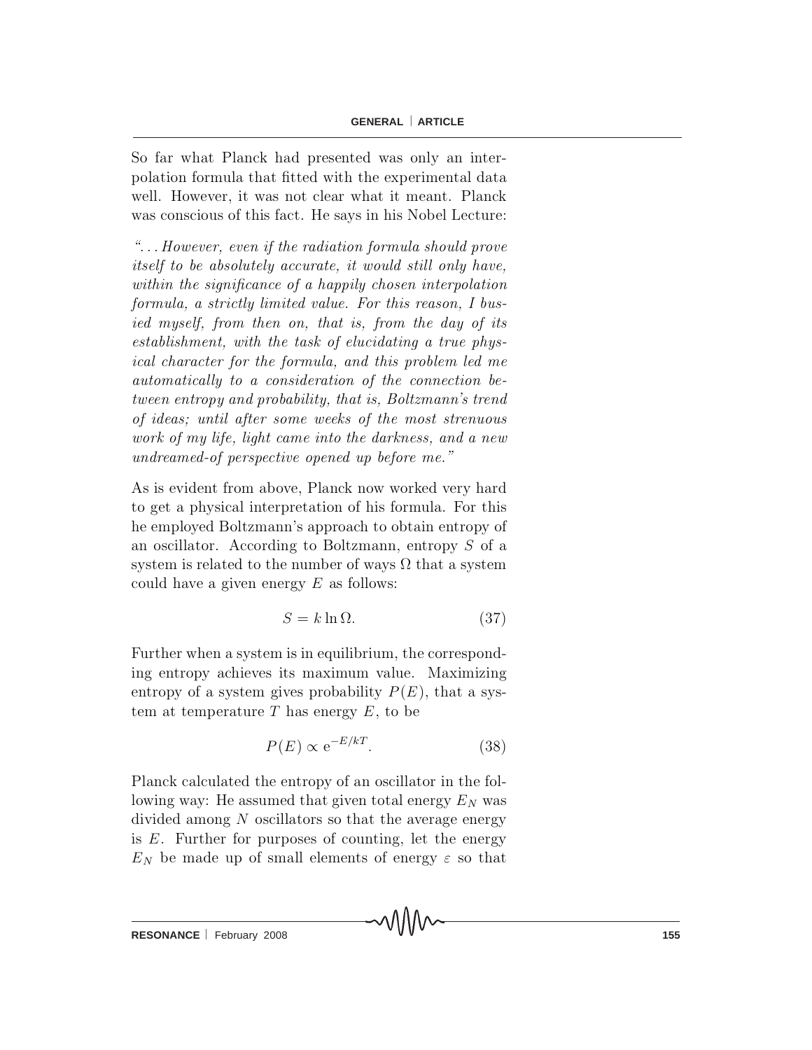So far what Planck had presented was only an interpolation formula that fitted with the experimental data well. However, it was not clear what it meant. Planck was conscious of this fact. He says in his Nobel Lecture:

*"...However, even if the radiation formula should prove itself to be absolutely accurate, it would still only have, within the significance of a happily chosen interpolation formula, a strictly limited value. For this reason, I busied myself, from then on, that is, from the day of its establishment, with the task of elucidating a true physical character for the formula, and this problem led me automatically to a consideration of the connection between entropy and probability, that is, Boltzmann's trend of ideas; until after some weeks of the most strenuous work of my life, light came into the darkness, and a new undreamed-of perspective opened up before me."*

As is evident from above, Planck now worked very hard to get a physical interpretation of his formula. For this he employed Boltzmann's approach to obtain entropy of an oscillator. According to Boltzmann, entropy $S$ of a system is related to the number of ways $\Omega$ that a system could have a given energy $E$ as follows:

$$S = k \ln \Omega. \tag{37}$$

Further when a system is in equilibrium, the corresponding entropy achieves its maximum value. Maximizing entropy of a system gives probability $P(E)$, that a system at temperature $T$ has energy $E$, to be

$$P(E) \propto \mathrm{e}^{-E/kT}. \tag{38}$$

Planck calculated the entropy of an oscillator in the following way: He assumed that given total energy $E_N$ was divided among $N$ oscillators so that the average energy is $E$. Further for purposes of counting, let the energy $E_N$ be made up of small elements of energy $\varepsilon$ so that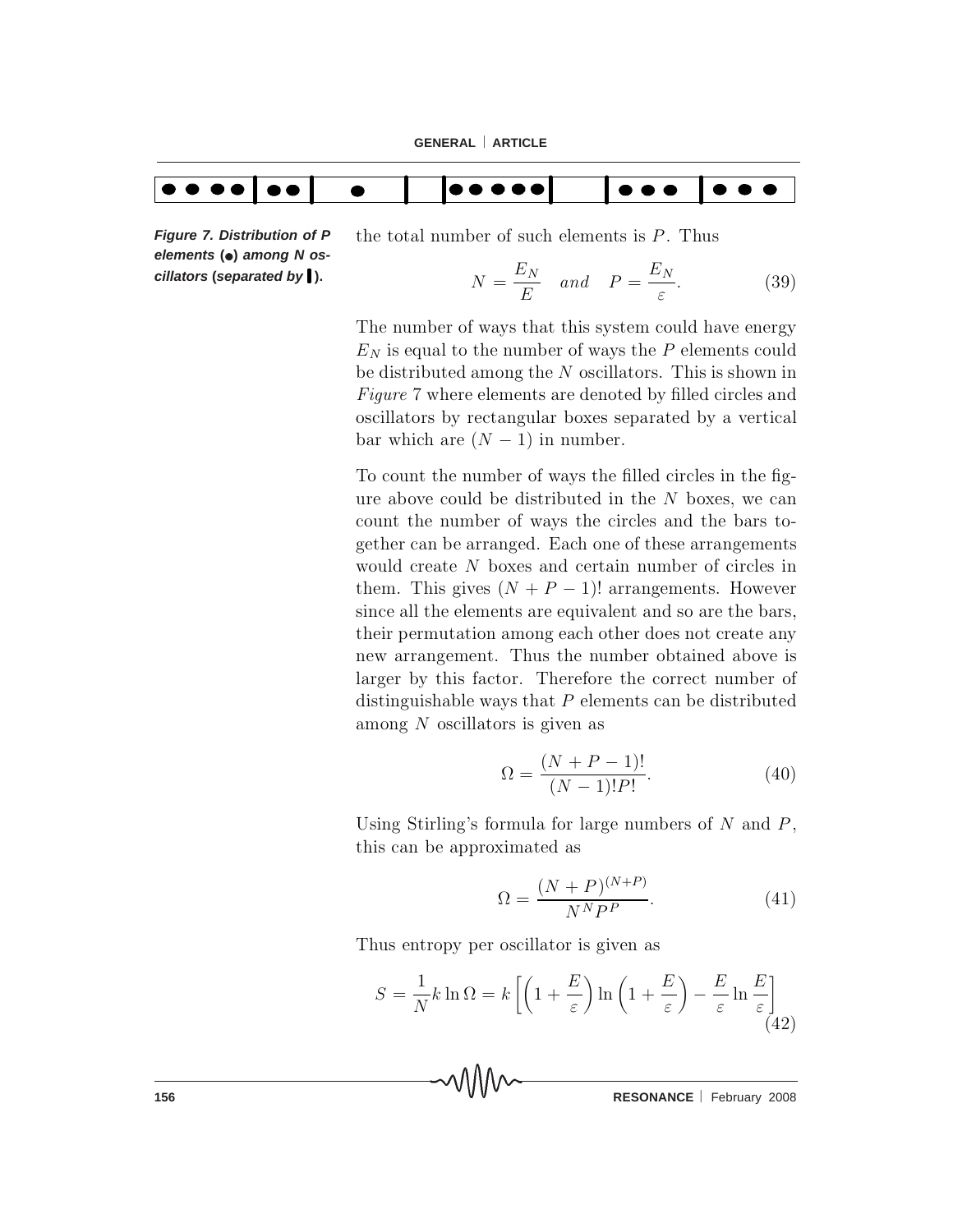*Figure 7. Distribution of P elements (●) among N oscillators (separated by ▌).*

the total number of such elements is $P$. Thus

$$N = \frac{E_N}{E} \quad and \quad P = \frac{E_N}{\varepsilon}. \tag{39}$$

The number of ways that this system could have energy $E_N$ is equal to the number of ways the $P$ elements could be distributed among the $N$ oscillators. This is shown in *Figure* 7 where elements are denoted by filled circles and oscillators by rectangular boxes separated by a vertical bar which are $(N - 1)$ in number.

To count the number of ways the filled circles in the figure above could be distributed in the $N$ boxes, we can count the number of ways the circles and the bars together can be arranged. Each one of these arrangements would create $N$ boxes and certain number of circles in them. This gives $(N + P - 1)!$ arrangements. However since all the elements are equivalent and so are the bars, their permutation among each other does not create any new arrangement. Thus the number obtained above is larger by this factor. Therefore the correct number of distinguishable ways that $P$ elements can be distributed among $N$ oscillators is given as

$$\Omega = \frac{(N + P - 1)!}{(N - 1)!P!}. \tag{40}$$

Using Stirling's formula for large numbers of $N$ and $P$, this can be approximated as

$$\Omega = \frac{(N + P)^{(N+P)}}{N^N P^P}. \tag{41}$$

Thus entropy per oscillator is given as

$$S = \frac{1}{N} k \ln \Omega = k \left[ \left(1 + \frac{E}{\varepsilon}\right) \ln \left(1 + \frac{E}{\varepsilon}\right) - \frac{E}{\varepsilon} \ln \frac{E}{\varepsilon} \right] \tag{42}$$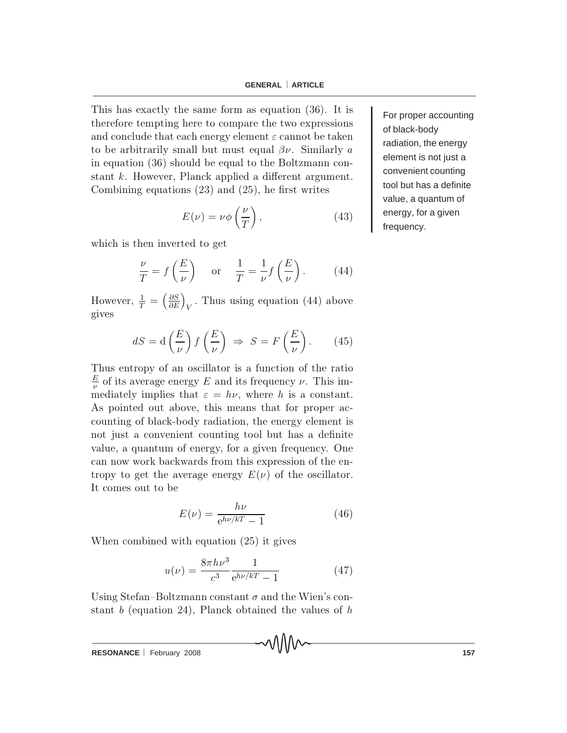This has exactly the same form as equation (36). It is therefore tempting here to compare the two expressions and conclude that each energy element $\varepsilon$ cannot be taken to be arbitrarily small but must equal $\beta\nu$. Similarly $a$ in equation (36) should be equal to the Boltzmann constant $k$. However, Planck applied a different argument. Combining equations (23) and (25), he first writes

$$E(\nu) = \nu\phi\left(\frac{\nu}{T}\right), \tag{43}$$

which is then inverted to get

$$\frac{\nu}{T} = f\left(\frac{E}{\nu}\right) \quad \text{or} \quad \frac{1}{T} = \frac{1}{\nu}f\left(\frac{E}{\nu}\right). \tag{44}$$

However, $\frac{1}{T} = \left(\frac{\partial S}{\partial E}\right)_V$. Thus using equation (44) above gives

$$dS = \mathrm{d}\left(\frac{E}{\nu}\right)f\left(\frac{E}{\nu}\right) \Rightarrow S = F\left(\frac{E}{\nu}\right). \tag{45}$$

Thus entropy of an oscillator is a function of the ratio $\frac{E}{\nu}$ of its average energy $E$ and its frequency $\nu$. This immediately implies that $\varepsilon = h\nu$, where $h$ is a constant. As pointed out above, this means that for proper accounting of black-body radiation, the energy element is not just a convenient counting tool but has a definite value, a quantum of energy, for a given frequency. One can now work backwards from this expression of the entropy to get the average energy $E(\nu)$ of the oscillator. It comes out to be

$$E(\nu) = \frac{h\nu}{\mathrm{e}^{h\nu/kT} - 1} \tag{46}$$

When combined with equation (25) it gives

$$u(\nu) = \frac{8\pi h\nu^3}{c^3}\frac{1}{\mathrm{e}^{h\nu/kT} - 1} \tag{47}$$

Using Stefan–Boltzmann constant $\sigma$ and the Wien's constant $b$ (equation 24), Planck obtained the values of $h$

For proper accounting of black-body radiation, the energy element is not just a convenient counting tool but has a definite value, a quantum of energy, for a given frequency.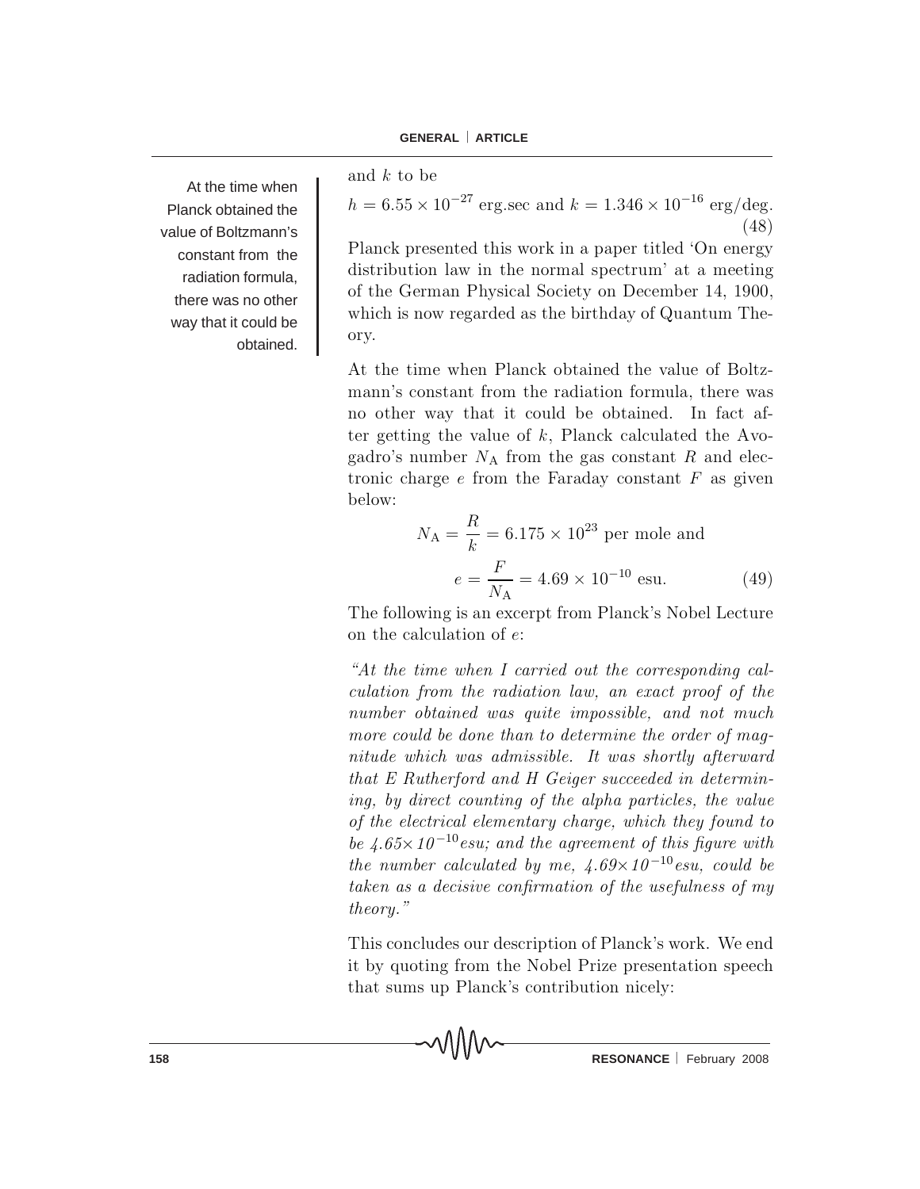and $k$ to be

$$h = 6.55 \times 10^{-27} \text{ erg.sec and } k = 1.346 \times 10^{-16} \text{ erg/deg.} \tag{48}$$

Planck presented this work in a paper titled 'On energy distribution law in the normal spectrum' at a meeting of the German Physical Society on December 14, 1900, which is now regarded as the birthday of Quantum Theory.

At the time when Planck obtained the value of Boltzmann's constant from the radiation formula, there was no other way that it could be obtained. In fact after getting the value of $k$, Planck calculated the Avogadro's number $N_{\text{A}}$ from the gas constant $R$ and electronic charge $e$ from the Faraday constant $F$ as given below:

$$N_{\text{A}} = \frac{R}{k} = 6.175 \times 10^{23} \text{ per mole and}$$

$$e = \frac{F}{N_{\text{A}}} = 4.69 \times 10^{-10} \text{ esu.} \tag{49}$$

The following is an excerpt from Planck's Nobel Lecture on the calculation of $e$:

*"At the time when I carried out the corresponding calculation from the radiation law, an exact proof of the number obtained was quite impossible, and not much more could be done than to determine the order of magnitude which was admissible. It was shortly afterward that E Rutherford and H Geiger succeeded in determining, by direct counting of the alpha particles, the value of the electrical elementary charge, which they found to be $4.65 \times 10^{-10}$ esu; and the agreement of this figure with the number calculated by me, $4.69 \times 10^{-10}$ esu, could be taken as a decisive confirmation of the usefulness of my theory."*

This concludes our description of Planck's work. We end it by quoting from the Nobel Prize presentation speech that sums up Planck's contribution nicely: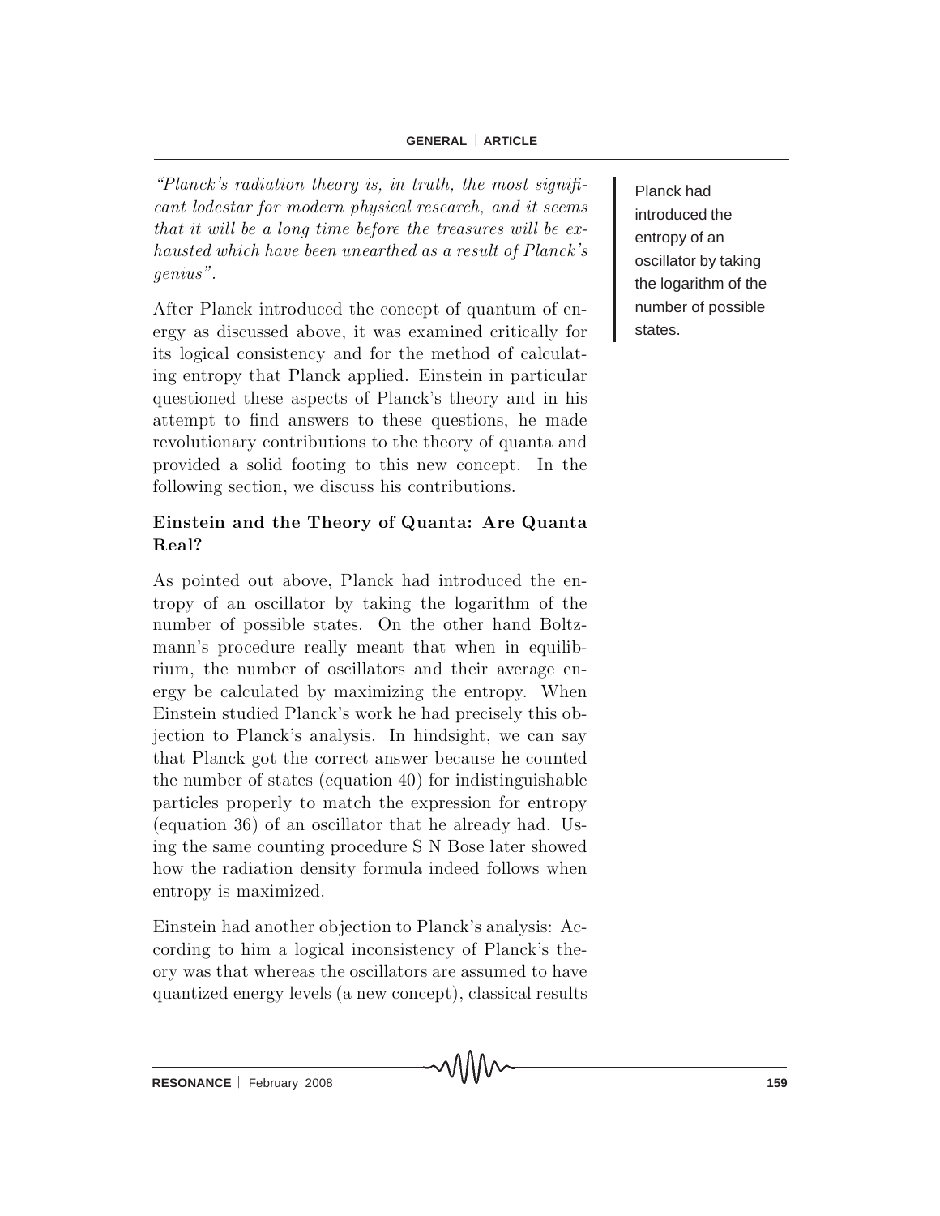*"Planck's radiation theory is, in truth, the most significant lodestar for modern physical research, and it seems that it will be a long time before the treasures will be exhausted which have been unearthed as a result of Planck's genius".*

After Planck introduced the concept of quantum of energy as discussed above, it was examined critically for its logical consistency and for the method of calculating entropy that Planck applied. Einstein in particular questioned these aspects of Planck's theory and in his attempt to find answers to these questions, he made revolutionary contributions to the theory of quanta and provided a solid footing to this new concept. In the following section, we discuss his contributions.

Planck had introduced the entropy of an oscillator by taking the logarithm of the number of possible states.

## Einstein and the Theory of Quanta: Are Quanta Real?

As pointed out above, Planck had introduced the entropy of an oscillator by taking the logarithm of the number of possible states. On the other hand Boltzmann's procedure really meant that when in equilibrium, the number of oscillators and their average energy be calculated by maximizing the entropy. When Einstein studied Planck's work he had precisely this objection to Planck's analysis. In hindsight, we can say that Planck got the correct answer because he counted the number of states (equation 40) for indistinguishable particles properly to match the expression for entropy (equation 36) of an oscillator that he already had. Using the same counting procedure S N Bose later showed how the radiation density formula indeed follows when entropy is maximized.

Einstein had another objection to Planck's analysis: According to him a logical inconsistency of Planck's theory was that whereas the oscillators are assumed to have quantized energy levels (a new concept), classical results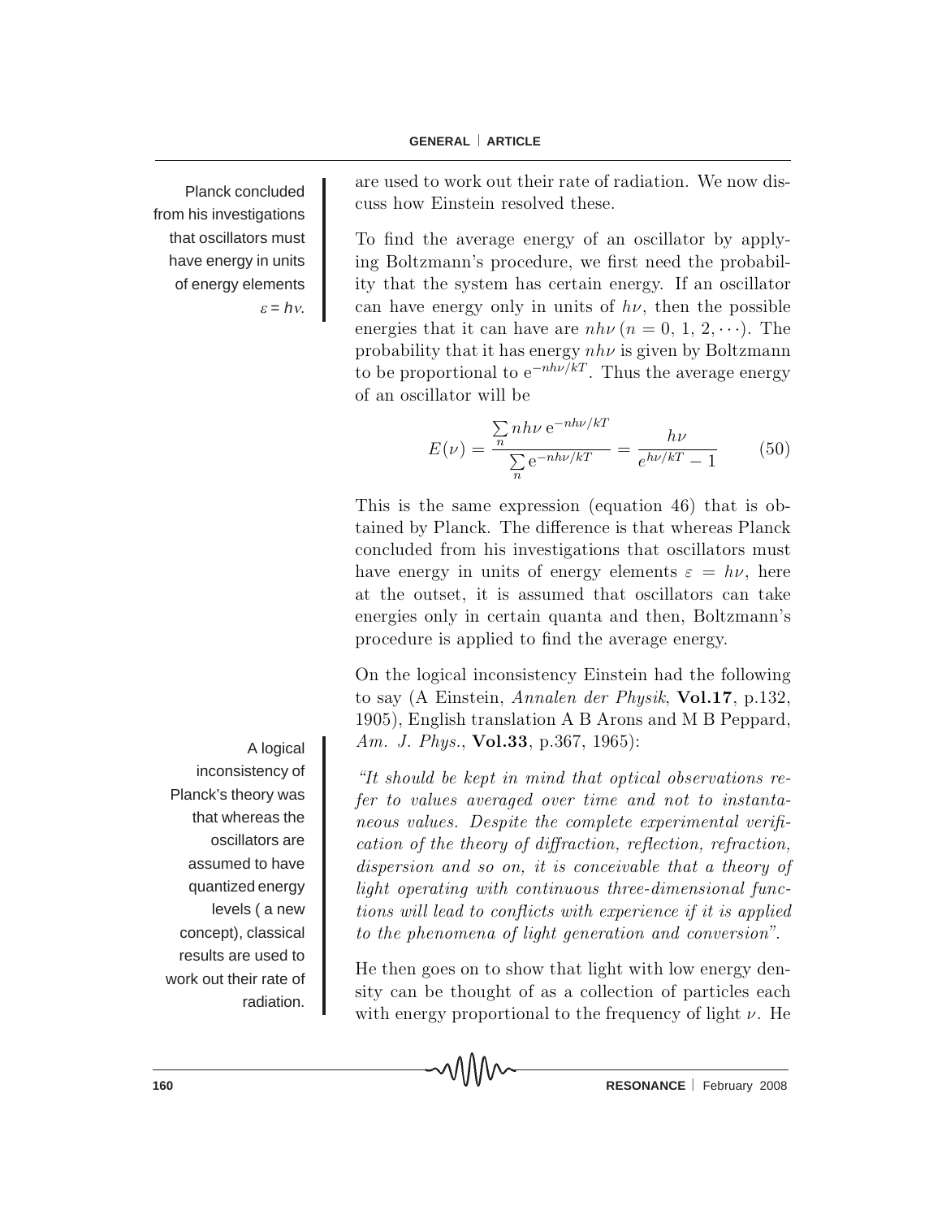are used to work out their rate of radiation. We now discuss how Einstein resolved these.

Planck concluded from his investigations that oscillators must have energy in units of energy elements $\varepsilon = h\nu$.

To find the average energy of an oscillator by applying Boltzmann's procedure, we first need the probability that the system has certain energy. If an oscillator can have energy only in units of $h\nu$, then the possible energies that it can have are $nh\nu \; (n = 0, 1, 2, \cdots)$. The probability that it has energy $nh\nu$ is given by Boltzmann to be proportional to $e^{-nh\nu/kT}$. Thus the average energy of an oscillator will be

$$E(\nu) = \frac{\sum_n nh\nu \, e^{-nh\nu/kT}}{\sum_n e^{-nh\nu/kT}} = \frac{h\nu}{e^{h\nu/kT} - 1} \qquad (50)$$

This is the same expression (equation 46) that is obtained by Planck. The difference is that whereas Planck concluded from his investigations that oscillators must have energy in units of energy elements $\varepsilon = h\nu$, here at the outset, it is assumed that oscillators can take energies only in certain quanta and then, Boltzmann's procedure is applied to find the average energy.

On the logical inconsistency Einstein had the following to say (A Einstein, *Annalen der Physik*, **Vol.17**, p.132, 1905), English translation A B Arons and M B Peppard, *Am. J. Phys.*, **Vol.33**, p.367, 1965):

A logical inconsistency of Planck's theory was that whereas the oscillators are assumed to have quantized energy levels ( a new concept), classical results are used to work out their rate of radiation.

*"It should be kept in mind that optical observations refer to values averaged over time and not to instantaneous values. Despite the complete experimental verification of the theory of diffraction, reflection, refraction, dispersion and so on, it is conceivable that a theory of light operating with continuous three-dimensional functions will lead to conflicts with experience if it is applied to the phenomena of light generation and conversion".*

He then goes on to show that light with low energy density can be thought of as a collection of particles each with energy proportional to the frequency of light $\nu$. He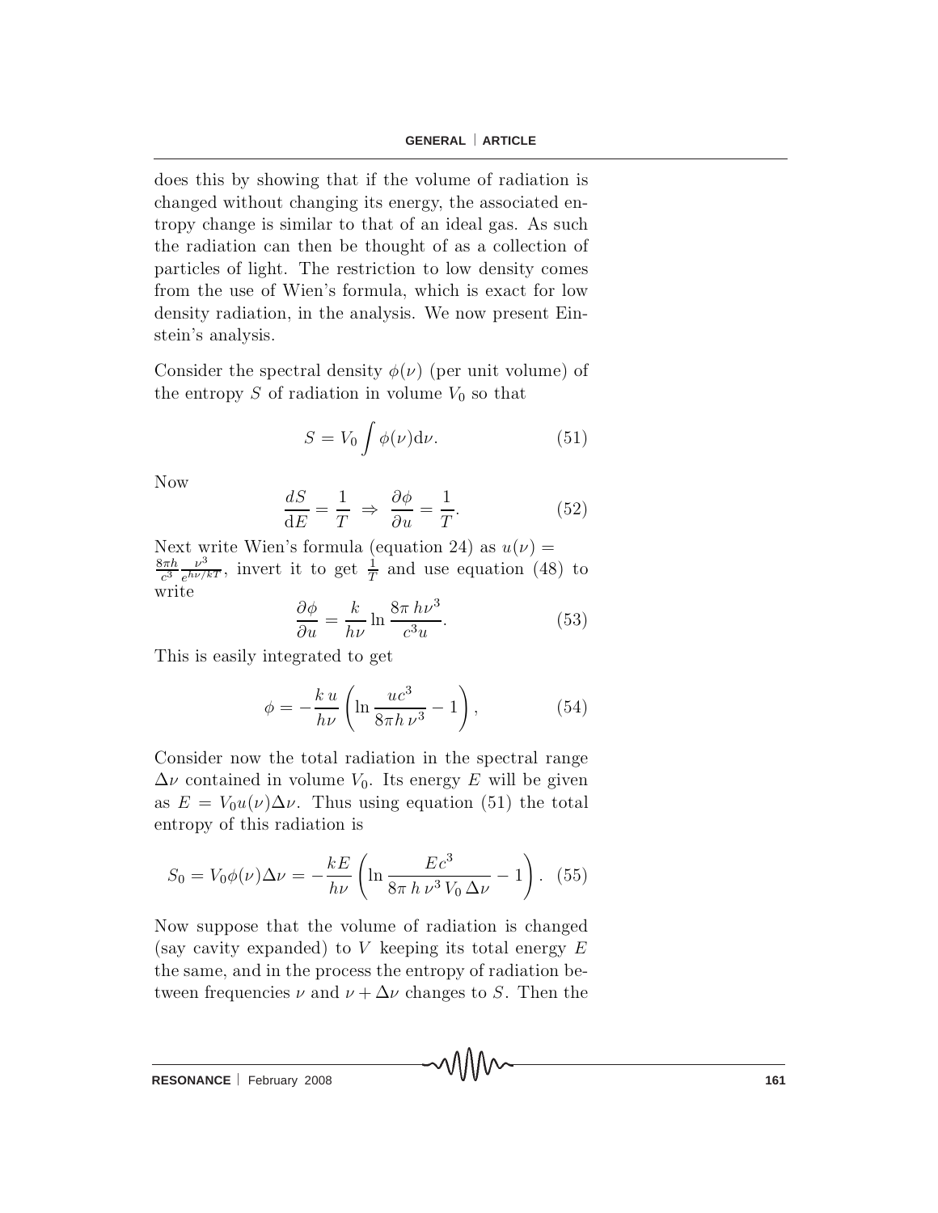does this by showing that if the volume of radiation is changed without changing its energy, the associated entropy change is similar to that of an ideal gas. As such the radiation can then be thought of as a collection of particles of light. The restriction to low density comes from the use of Wien's formula, which is exact for low density radiation, in the analysis. We now present Einstein's analysis.

Consider the spectral density $\phi(\nu)$ (per unit volume) of the entropy $S$ of radiation in volume $V_0$ so that

$$S = V_0 \int \phi(\nu) \mathrm{d}\nu. \tag{51}$$

Now

$$\frac{dS}{\mathrm{d}E} = \frac{1}{T} \Rightarrow \frac{\partial \phi}{\partial u} = \frac{1}{T}. \tag{52}$$

Next write Wien's formula (equation 24) as $u(\nu) = \frac{8\pi h}{c^3} \frac{\nu^3}{e^{h\nu/kT}}$, invert it to get $\frac{1}{T}$ and use equation (48) to write

$$\frac{\partial \phi}{\partial u} = \frac{k}{h\nu} \ln \frac{8\pi \, h\nu^3}{c^3 u}. \tag{53}$$

This is easily integrated to get

$$\phi = -\frac{k\,u}{h\nu} \left( \ln \frac{uc^3}{8\pi h\,\nu^3} - 1 \right), \tag{54}$$

Consider now the total radiation in the spectral range $\Delta\nu$ contained in volume $V_0$. Its energy $E$ will be given as $E = V_0 u(\nu)\Delta\nu$. Thus using equation (51) the total entropy of this radiation is

$$S_0 = V_0 \phi(\nu) \Delta\nu = -\frac{kE}{h\nu} \left( \ln \frac{Ec^3}{8\pi \, h \, \nu^3 \, V_0 \, \Delta\nu} - 1 \right). \tag{55}$$

Now suppose that the volume of radiation is changed (say cavity expanded) to $V$ keeping its total energy $E$ the same, and in the process the entropy of radiation between frequencies $\nu$ and $\nu + \Delta\nu$ changes to $S$. Then the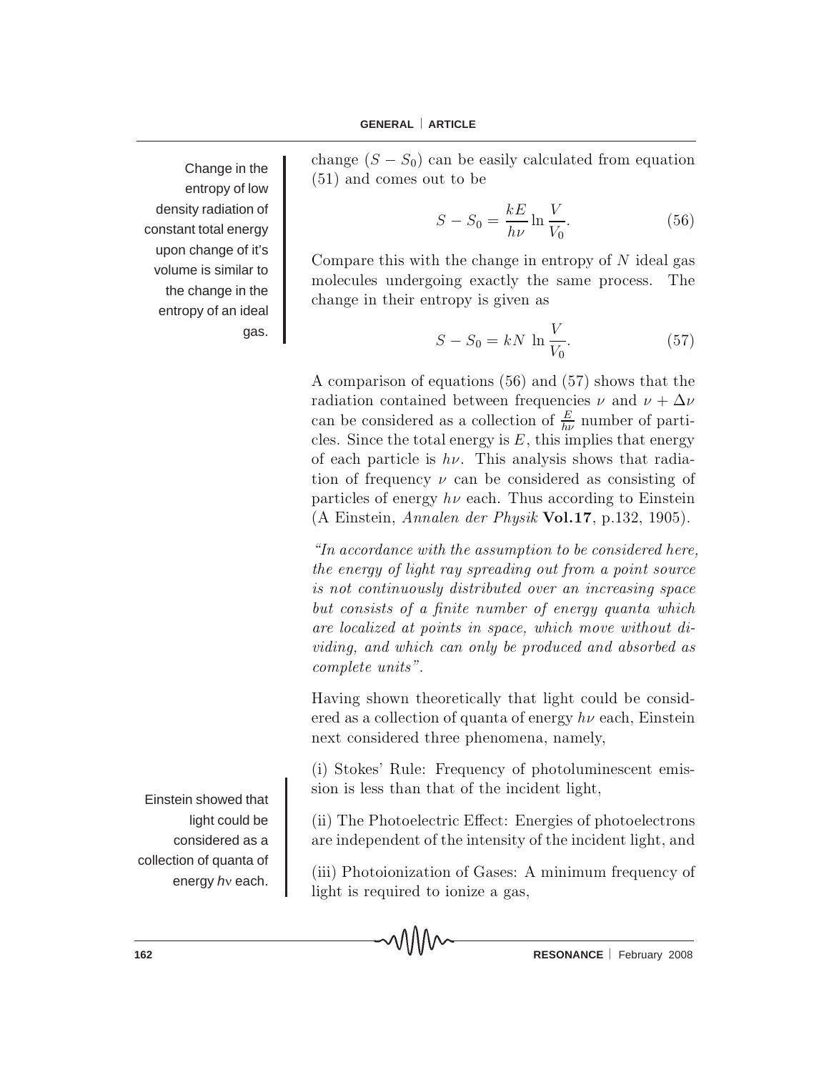Change in the entropy of low density radiation of constant total energy upon change of it's volume is similar to the change in the entropy of an ideal gas.

change $(S - S_0)$ can be easily calculated from equation (51) and comes out to be

$$S - S_0 = \frac{kE}{h\nu} \ln \frac{V}{V_0}. \tag{56}$$

Compare this with the change in entropy of $N$ ideal gas molecules undergoing exactly the same process. The change in their entropy is given as

$$S - S_0 = kN \ln \frac{V}{V_0}. \tag{57}$$

A comparison of equations (56) and (57) shows that the radiation contained between frequencies $\nu$ and $\nu + \Delta\nu$ can be considered as a collection of $\frac{E}{h\nu}$ number of particles. Since the total energy is $E$, this implies that energy of each particle is $h\nu$. This analysis shows that radiation of frequency $\nu$ can be considered as consisting of particles of energy $h\nu$ each. Thus according to Einstein (A Einstein, *Annalen der Physik* **Vol.17**, p.132, 1905).

*"In accordance with the assumption to be considered here, the energy of light ray spreading out from a point source is not continuously distributed over an increasing space but consists of a finite number of energy quanta which are localized at points in space, which move without dividing, and which can only be produced and absorbed as complete units".*

Having shown theoretically that light could be considered as a collection of quanta of energy $h\nu$ each, Einstein next considered three phenomena, namely,

Einstein showed that light could be considered as a collection of quanta of energy $h\nu$ each.

(i) Stokes' Rule: Frequency of photoluminescent emission is less than that of the incident light,

(ii) The Photoelectric Effect: Energies of photoelectrons are independent of the intensity of the incident light, and

(iii) Photoionization of Gases: A minimum frequency of light is required to ionize a gas,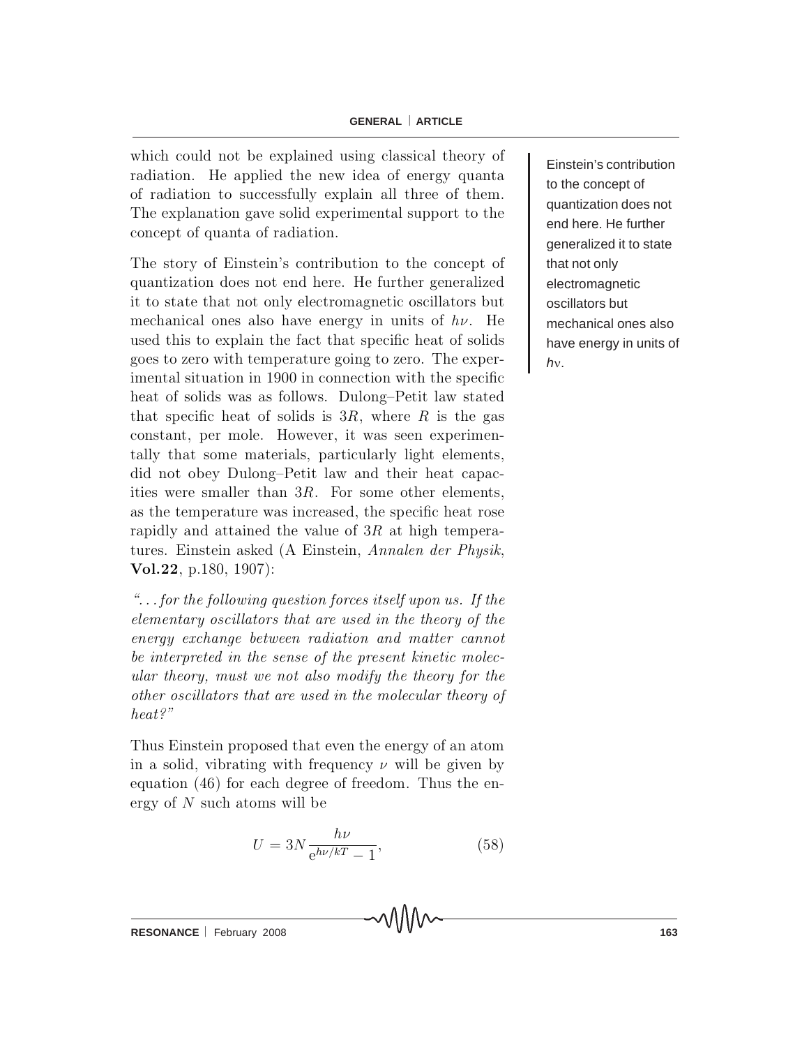which could not be explained using classical theory of radiation. He applied the new idea of energy quanta of radiation to successfully explain all three of them. The explanation gave solid experimental support to the concept of quanta of radiation.

The story of Einstein's contribution to the concept of quantization does not end here. He further generalized it to state that not only electromagnetic oscillators but mechanical ones also have energy in units of $h\nu$. He used this to explain the fact that specific heat of solids goes to zero with temperature going to zero. The experimental situation in 1900 in connection with the specific heat of solids was as follows. Dulong–Petit law stated that specific heat of solids is $3R$, where $R$ is the gas constant, per mole. However, it was seen experimentally that some materials, particularly light elements, did not obey Dulong–Petit law and their heat capacities were smaller than $3R$. For some other elements, as the temperature was increased, the specific heat rose rapidly and attained the value of $3R$ at high temperatures. Einstein asked (A Einstein, *Annalen der Physik*, **Vol.22**, p.180, 1907):

Einstein's contribution to the concept of quantization does not end here. He further generalized it to state that not only electromagnetic oscillators but mechanical ones also have energy in units of $h\nu$.

*"... for the following question forces itself upon us. If the elementary oscillators that are used in the theory of the energy exchange between radiation and matter cannot be interpreted in the sense of the present kinetic molecular theory, must we not also modify the theory for the other oscillators that are used in the molecular theory of heat?"*

Thus Einstein proposed that even the energy of an atom in a solid, vibrating with frequency $\nu$ will be given by equation (46) for each degree of freedom. Thus the energy of $N$ such atoms will be

$$U = 3N\frac{h\nu}{e^{h\nu/kT} - 1}, \tag{58}$$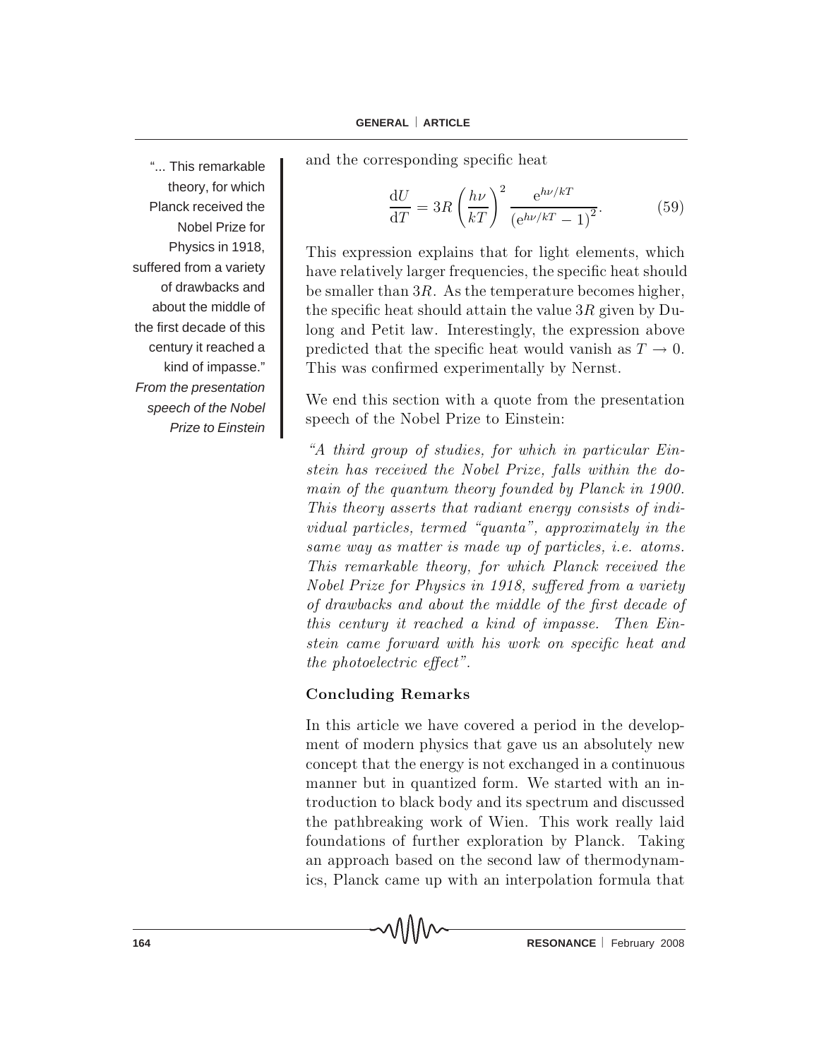"... This remarkable theory, for which Planck received the Nobel Prize for Physics in 1918, suffered from a variety of drawbacks and about the middle of the first decade of this century it reached a kind of impasse."
*From the presentation speech of the Nobel Prize to Einstein*

and the corresponding specific heat

$$\frac{\mathrm{d}U}{\mathrm{d}T} = 3R\left(\frac{h\nu}{kT}\right)^2 \frac{\mathrm{e}^{h\nu/kT}}{\left(\mathrm{e}^{h\nu/kT}-1\right)^2}. \tag{59}$$

This expression explains that for light elements, which have relatively larger frequencies, the specific heat should be smaller than $3R$. As the temperature becomes higher, the specific heat should attain the value $3R$ given by Dulong and Petit law. Interestingly, the expression above predicted that the specific heat would vanish as $T \to 0$. This was confirmed experimentally by Nernst.

We end this section with a quote from the presentation speech of the Nobel Prize to Einstein:

*"A third group of studies, for which in particular Einstein has received the Nobel Prize, falls within the domain of the quantum theory founded by Planck in 1900. This theory asserts that radiant energy consists of individual particles, termed "quanta", approximately in the same way as matter is made up of particles, i.e. atoms. This remarkable theory, for which Planck received the Nobel Prize for Physics in 1918, suffered from a variety of drawbacks and about the middle of the first decade of this century it reached a kind of impasse. Then Einstein came forward with his work on specific heat and the photoelectric effect".*

## Concluding Remarks

In this article we have covered a period in the development of modern physics that gave us an absolutely new concept that the energy is not exchanged in a continuous manner but in quantized form. We started with an introduction to black body and its spectrum and discussed the pathbreaking work of Wien. This work really laid foundations of further exploration by Planck. Taking an approach based on the second law of thermodynamics, Planck came up with an interpolation formula that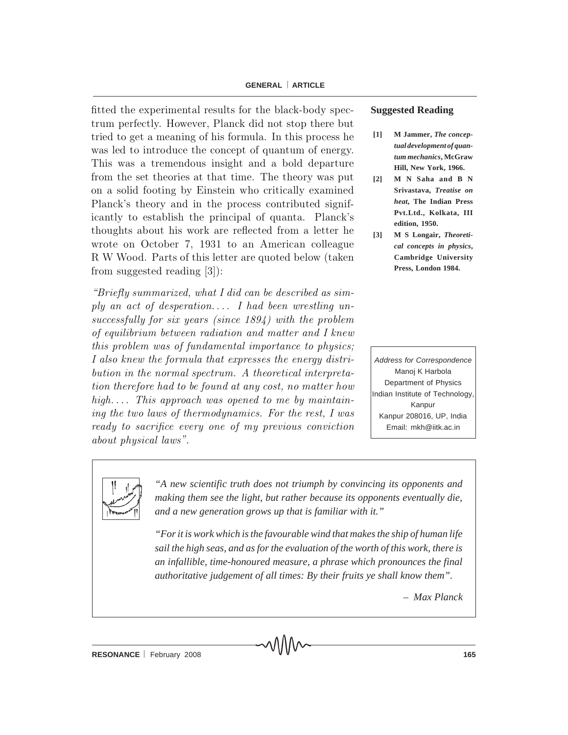fitted the experimental results for the black-body spectrum perfectly. However, Planck did not stop there but tried to get a meaning of his formula. In this process he was led to introduce the concept of quantum of energy. This was a tremendous insight and a bold departure from the set theories at that time. The theory was put on a solid footing by Einstein who critically examined Planck's theory and in the process contributed significantly to establish the principal of quanta. Planck's thoughts about his work are reflected from a letter he wrote on October 7, 1931 to an American colleague R W Wood. Parts of this letter are quoted below (taken from suggested reading [3]):

*"Briefly summarized, what I did can be described as simply an act of desperation.... I had been wrestling unsuccessfully for six years (since 1894) with the problem of equilibrium between radiation and matter and I knew this problem was of fundamental importance to physics; I also knew the formula that expresses the energy distribution in the normal spectrum. A theoretical interpretation therefore had to be found at any cost, no matter how high.... This approach was opened to me by maintaining the two laws of thermodynamics. For the rest, I was ready to sacrifice every one of my previous conviction about physical laws".*

### Suggested Reading

[1] M Jammer, *The conceptual development of quantum mechanics*, McGraw Hill, New York, 1966.

[2] M N Saha and B N Srivastava, *Treatise on heat*, The Indian Press Pvt.Ltd., Kolkata, III edition, 1950.

[3] M S Longair, *Theoretical concepts in physics*, Cambridge University Press, London 1984.

*Address for Correspondence*
Manoj K Harbola
Department of Physics
Indian Institute of Technology, Kanpur
Kanpur 208016, UP, India
Email: mkh@iitk.ac.in

*"A new scientific truth does not triumph by convincing its opponents and making them see the light, but rather because its opponents eventually die, and a new generation grows up that is familiar with it."*

*"For it is work which is the favourable wind that makes the ship of human life sail the high seas, and as for the evaluation of the worth of this work, there is an infallible, time-honoured measure, a phrase which pronounces the final authoritative judgement of all times: By their fruits ye shall know them".*

– *Max Planck*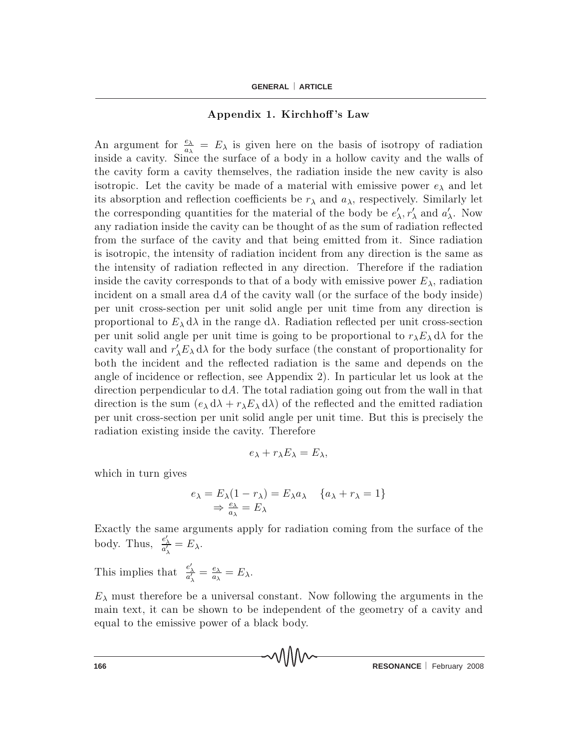## Appendix 1. Kirchhoff's Law

An argument for $\frac{e_\lambda}{a_\lambda} = E_\lambda$ is given here on the basis of isotropy of radiation inside a cavity. Since the surface of a body in a hollow cavity and the walls of the cavity form a cavity themselves, the radiation inside the new cavity is also isotropic. Let the cavity be made of a material with emissive power $e_\lambda$ and let its absorption and reflection coefficients be $r_\lambda$ and $a_\lambda$, respectively. Similarly let the corresponding quantities for the material of the body be $e'_\lambda, r'_\lambda$ and $a'_\lambda$. Now any radiation inside the cavity can be thought of as the sum of radiation reflected from the surface of the cavity and that being emitted from it. Since radiation is isotropic, the intensity of radiation incident from any direction is the same as the intensity of radiation reflected in any direction. Therefore if the radiation inside the cavity corresponds to that of a body with emissive power $E_\lambda$, radiation incident on a small area $\mathrm{d}A$ of the cavity wall (or the surface of the body inside) per unit cross-section per unit solid angle per unit time from any direction is proportional to $E_\lambda \,\mathrm{d}\lambda$ in the range $\mathrm{d}\lambda$. Radiation reflected per unit cross-section per unit solid angle per unit time is going to be proportional to $r_\lambda E_\lambda \,\mathrm{d}\lambda$ for the cavity wall and $r'_\lambda E_\lambda \,\mathrm{d}\lambda$ for the body surface (the constant of proportionality for both the incident and the reflected radiation is the same and depends on the angle of incidence or reflection, see Appendix 2). In particular let us look at the direction perpendicular to $\mathrm{d}A$. The total radiation going out from the wall in that direction is the sum $(e_\lambda \,\mathrm{d}\lambda + r_\lambda E_\lambda \,\mathrm{d}\lambda)$ of the reflected and the emitted radiation per unit cross-section per unit solid angle per unit time. But this is precisely the radiation existing inside the cavity. Therefore

$$e_\lambda + r_\lambda E_\lambda = E_\lambda,$$

which in turn gives

$$e_\lambda = E_\lambda(1 - r_\lambda) = E_\lambda a_\lambda \quad \{a_\lambda + r_\lambda = 1\}$$
$$\Rightarrow \frac{e_\lambda}{a_\lambda} = E_\lambda$$

Exactly the same arguments apply for radiation coming from the surface of the body. Thus, $\frac{e'_\lambda}{a'_\lambda} = E_\lambda$.

This implies that $\frac{e'_\lambda}{a'_\lambda} = \frac{e_\lambda}{a_\lambda} = E_\lambda$.

$E_\lambda$ must therefore be a universal constant. Now following the arguments in the main text, it can be shown to be independent of the geometry of a cavity and equal to the emissive power of a black body.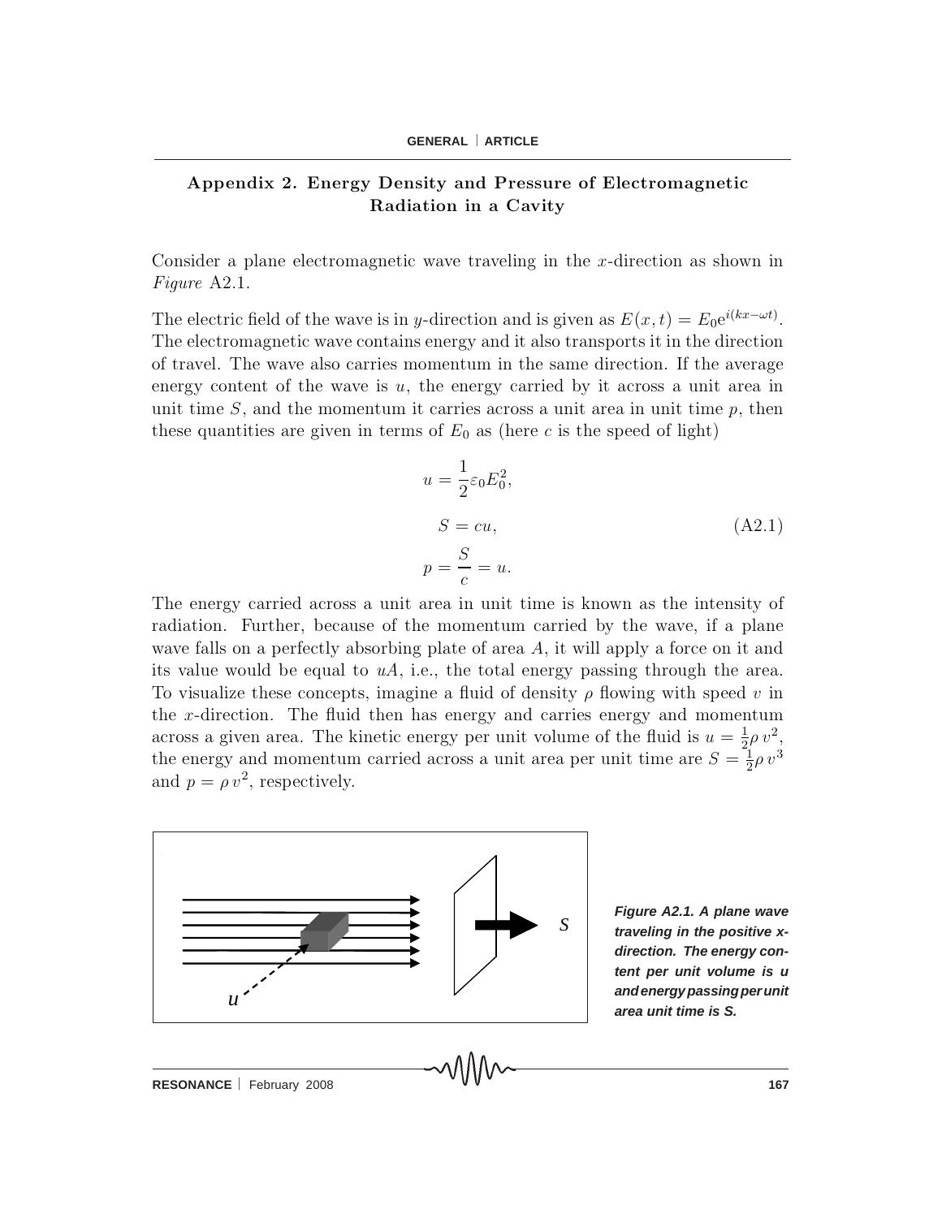## Appendix 2. Energy Density and Pressure of Electromagnetic Radiation in a Cavity

Consider a plane electromagnetic wave traveling in the $x$-direction as shown in *Figure* A2.1.

The electric field of the wave is in $y$-direction and is given as $E(x,t) = E_0 e^{i(kx-\omega t)}$. The electromagnetic wave contains energy and it also transports it in the direction of travel. The wave also carries momentum in the same direction. If the average energy content of the wave is $u$, the energy carried by it across a unit area in unit time $S$, and the momentum it carries across a unit area in unit time $p$, then these quantities are given in terms of $E_0$ as (here $c$ is the speed of light)

$$u = \frac{1}{2}\varepsilon_0 E_0^2,$$
$$S = cu, \tag{A2.1}$$
$$p = \frac{S}{c} = u.$$

The energy carried across a unit area in unit time is known as the intensity of radiation. Further, because of the momentum carried by the wave, if a plane wave falls on a perfectly absorbing plate of area $A$, it will apply a force on it and its value would be equal to $uA$, i.e., the total energy passing through the area. To visualize these concepts, imagine a fluid of density $\rho$ flowing with speed $v$ in the $x$-direction. The fluid then has energy and carries energy and momentum across a given area. The kinetic energy per unit volume of the fluid is $u = \frac{1}{2}\rho\, v^2$, the energy and momentum carried across a unit area per unit time are $S = \frac{1}{2}\rho\, v^3$ and $p = \rho\, v^2$, respectively.

**Figure A2.1. A plane wave traveling in the positive x-direction. The energy content per unit volume is u and energy passing per unit area unit time is S.**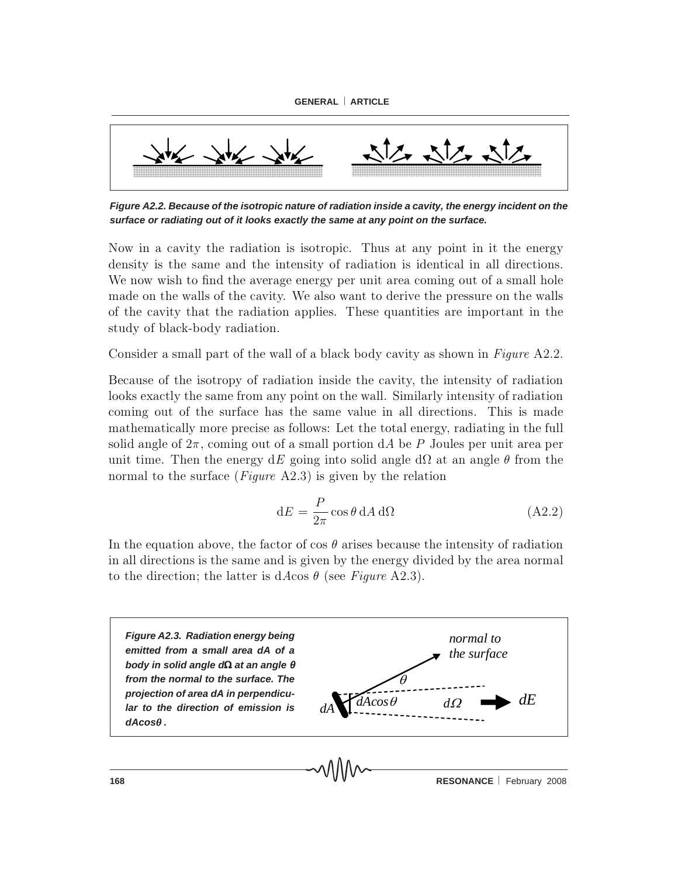Figure A2.2. Because of the isotropic nature of radiation inside a cavity, the energy incident on the surface or radiating out of it looks exactly the same at any point on the surface.

Now in a cavity the radiation is isotropic. Thus at any point in it the energy density is the same and the intensity of radiation is identical in all directions. We now wish to find the average energy per unit area coming out of a small hole made on the walls of the cavity. We also want to derive the pressure on the walls of the cavity that the radiation applies. These quantities are important in the study of black-body radiation.

Consider a small part of the wall of a black body cavity as shown in *Figure* A2.2.

Because of the isotropy of radiation inside the cavity, the intensity of radiation looks exactly the same from any point on the wall. Similarly intensity of radiation coming out of the surface has the same value in all directions. This is made mathematically more precise as follows: Let the total energy, radiating in the full solid angle of $2\pi$, coming out of a small portion $\mathrm{d}A$ be $P$ Joules per unit area per unit time. Then the energy $\mathrm{d}E$ going into solid angle $\mathrm{d}\Omega$ at an angle $\theta$ from the normal to the surface (*Figure* A2.3) is given by the relation

$$\mathrm{d}E = \frac{P}{2\pi}\cos\theta\,\mathrm{d}A\,\mathrm{d}\Omega \tag{A2.2}$$

In the equation above, the factor of $\cos\theta$ arises because the intensity of radiation in all directions is the same and is given by the energy divided by the area normal to the direction; the latter is $\mathrm{d}A\cos\theta$ (see *Figure* A2.3).

**Figure A2.3. Radiation energy being emitted from a small area dA of a body in solid angle d$\Omega$ at an angle $\theta$ from the normal to the surface. The projection of area dA in perpendicular to the direction of emission is dAcos$\theta$.**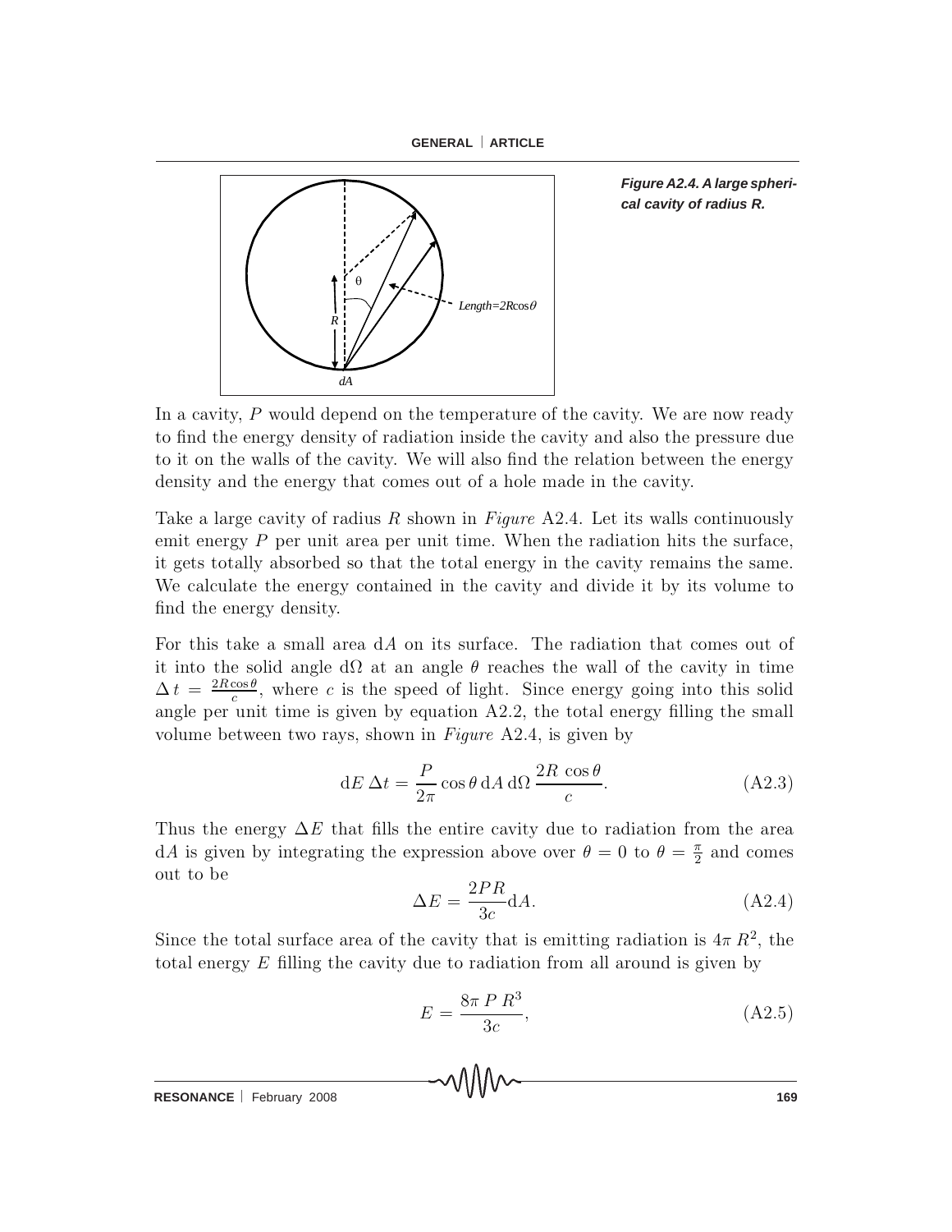Figure A2.4. A large spherical cavity of radius R.

In a cavity, $P$ would depend on the temperature of the cavity. We are now ready to find the energy density of radiation inside the cavity and also the pressure due to it on the walls of the cavity. We will also find the relation between the energy density and the energy that comes out of a hole made in the cavity.

Take a large cavity of radius $R$ shown in *Figure* A2.4. Let its walls continuously emit energy $P$ per unit area per unit time. When the radiation hits the surface, it gets totally absorbed so that the total energy in the cavity remains the same. We calculate the energy contained in the cavity and divide it by its volume to find the energy density.

For this take a small area $\mathrm{d}A$ on its surface. The radiation that comes out of it into the solid angle $\mathrm{d}\Omega$ at an angle $\theta$ reaches the wall of the cavity in time $\Delta t = \frac{2R\cos\theta}{c}$, where $c$ is the speed of light. Since energy going into this solid angle per unit time is given by equation A2.2, the total energy filling the small volume between two rays, shown in *Figure* A2.4, is given by

$$\mathrm{d}E\,\Delta t = \frac{P}{2\pi}\cos\theta\,\mathrm{d}A\,\mathrm{d}\Omega\,\frac{2R\,\cos\theta}{c}. \tag{A2.3}$$

Thus the energy $\Delta E$ that fills the entire cavity due to radiation from the area $\mathrm{d}A$ is given by integrating the expression above over $\theta = 0$ to $\theta = \frac{\pi}{2}$ and comes out to be

$$\Delta E = \frac{2PR}{3c}\mathrm{d}A. \tag{A2.4}$$

Since the total surface area of the cavity that is emitting radiation is $4\pi\,R^2$, the total energy $E$ filling the cavity due to radiation from all around is given by

$$E = \frac{8\pi\,P\,R^3}{3c}, \tag{A2.5}$$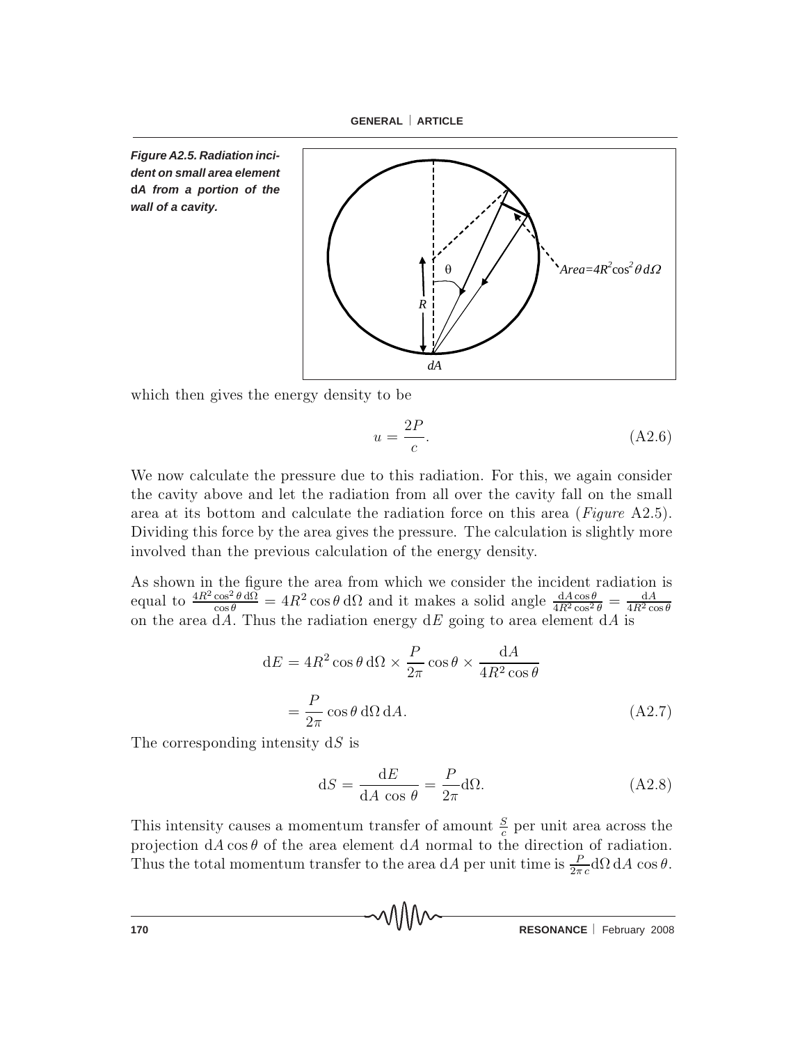**Figure A2.5. Radiation incident on small area element d*A* from a portion of the wall of a cavity.**

which then gives the energy density to be

$$u = \frac{2P}{c}. \tag{A2.6}$$

We now calculate the pressure due to this radiation. For this, we again consider the cavity above and let the radiation from all over the cavity fall on the small area at its bottom and calculate the radiation force on this area (*Figure* A2.5). Dividing this force by the area gives the pressure. The calculation is slightly more involved than the previous calculation of the energy density.

As shown in the figure the area from which we consider the incident radiation is equal to $\frac{4R^2\cos^2\theta\,\mathrm{d}\Omega}{\cos\theta} = 4R^2\cos\theta\,\mathrm{d}\Omega$ and it makes a solid angle $\frac{\mathrm{d}A\cos\theta}{4R^2\cos^2\theta} = \frac{\mathrm{d}A}{4R^2\cos\theta}$ on the area d$A$. Thus the radiation energy d$E$ going to area element d$A$ is

$$\begin{aligned}\mathrm{d}E &= 4R^2\cos\theta\,\mathrm{d}\Omega \times \frac{P}{2\pi}\cos\theta \times \frac{\mathrm{d}A}{4R^2\cos\theta} \\ &= \frac{P}{2\pi}\cos\theta\,\mathrm{d}\Omega\,\mathrm{d}A.\end{aligned} \tag{A2.7}$$

The corresponding intensity d$S$ is

$$\mathrm{d}S = \frac{\mathrm{d}E}{\mathrm{d}A\,\cos\theta} = \frac{P}{2\pi}\mathrm{d}\Omega. \tag{A2.8}$$

This intensity causes a momentum transfer of amount $\frac{S}{c}$ per unit area across the projection $\mathrm{d}A\cos\theta$ of the area element d$A$ normal to the direction of radiation. Thus the total momentum transfer to the area d$A$ per unit time is $\frac{P}{2\pi c}\mathrm{d}\Omega\,\mathrm{d}A\,\cos\theta$.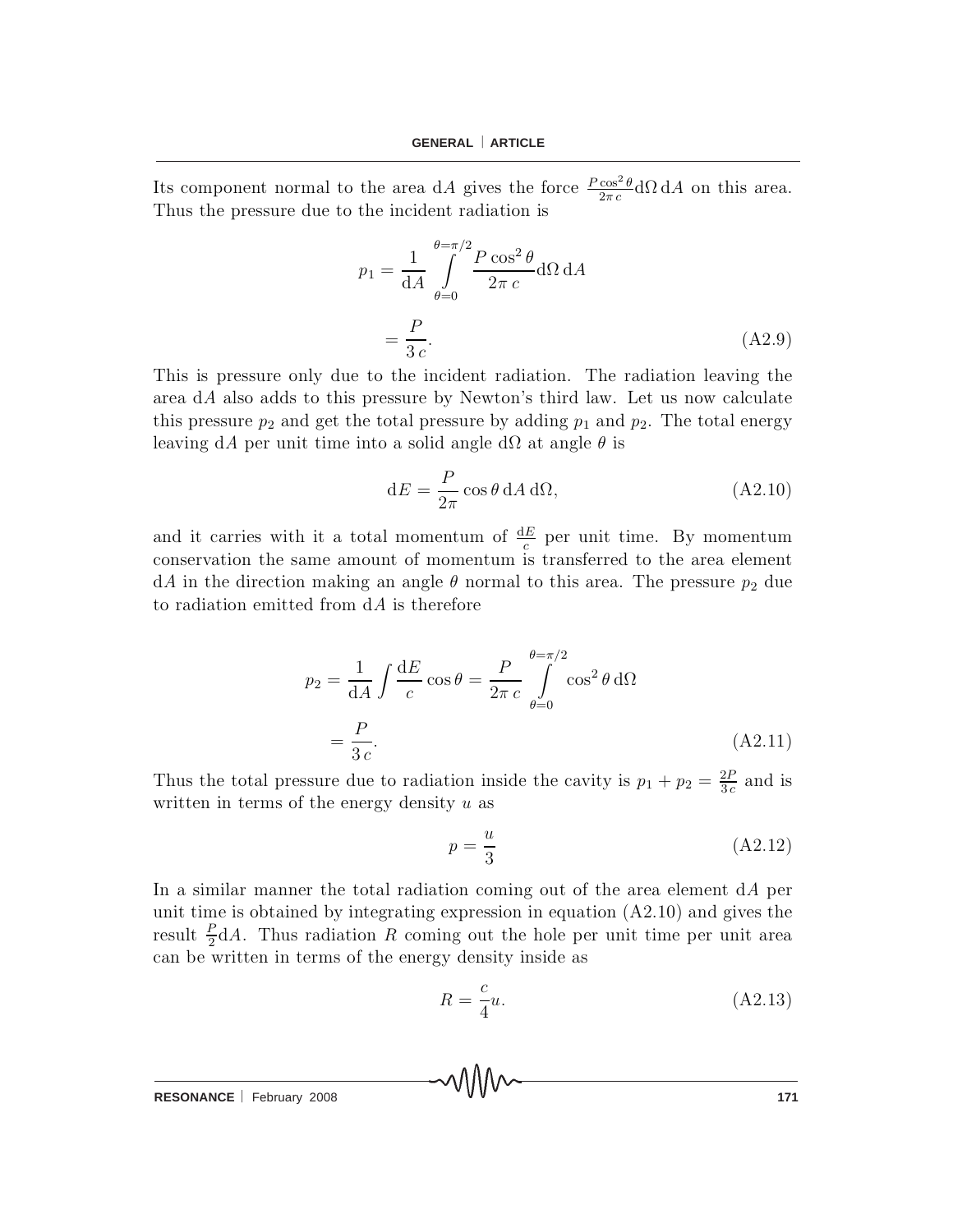Its component normal to the area $\mathrm{d}A$ gives the force $\frac{P\cos^2\theta}{2\pi\, c}\mathrm{d}\Omega\,\mathrm{d}A$ on this area. Thus the pressure due to the incident radiation is

$$p_1 = \frac{1}{\mathrm{d}A}\int_{\theta=0}^{\theta=\pi/2} \frac{P\cos^2\theta}{2\pi\, c}\mathrm{d}\Omega\,\mathrm{d}A$$
$$= \frac{P}{3\,c}. \tag{A2.9}$$

This is pressure only due to the incident radiation. The radiation leaving the area $\mathrm{d}A$ also adds to this pressure by Newton's third law. Let us now calculate this pressure $p_2$ and get the total pressure by adding $p_1$ and $p_2$. The total energy leaving $\mathrm{d}A$ per unit time into a solid angle $\mathrm{d}\Omega$ at angle $\theta$ is

$$\mathrm{d}E = \frac{P}{2\pi}\cos\theta\,\mathrm{d}A\,\mathrm{d}\Omega, \tag{A2.10}$$

and it carries with it a total momentum of $\frac{\mathrm{d}E}{c}$ per unit time. By momentum conservation the same amount of momentum is transferred to the area element $\mathrm{d}A$ in the direction making an angle $\theta$ normal to this area. The pressure $p_2$ due to radiation emitted from $\mathrm{d}A$ is therefore

$$p_2 = \frac{1}{\mathrm{d}A}\int \frac{\mathrm{d}E}{c}\cos\theta = \frac{P}{2\pi\, c}\int_{\theta=0}^{\theta=\pi/2}\cos^2\theta\,\mathrm{d}\Omega$$
$$= \frac{P}{3\,c}. \tag{A2.11}$$

Thus the total pressure due to radiation inside the cavity is $p_1 + p_2 = \frac{2P}{3c}$ and is written in terms of the energy density $u$ as

$$p = \frac{u}{3} \tag{A2.12}$$

In a similar manner the total radiation coming out of the area element $\mathrm{d}A$ per unit time is obtained by integrating expression in equation (A2.10) and gives the result $\frac{P}{2}\mathrm{d}A$. Thus radiation $R$ coming out the hole per unit time per unit area can be written in terms of the energy density inside as

$$R = \frac{c}{4}u. \tag{A2.13}$$